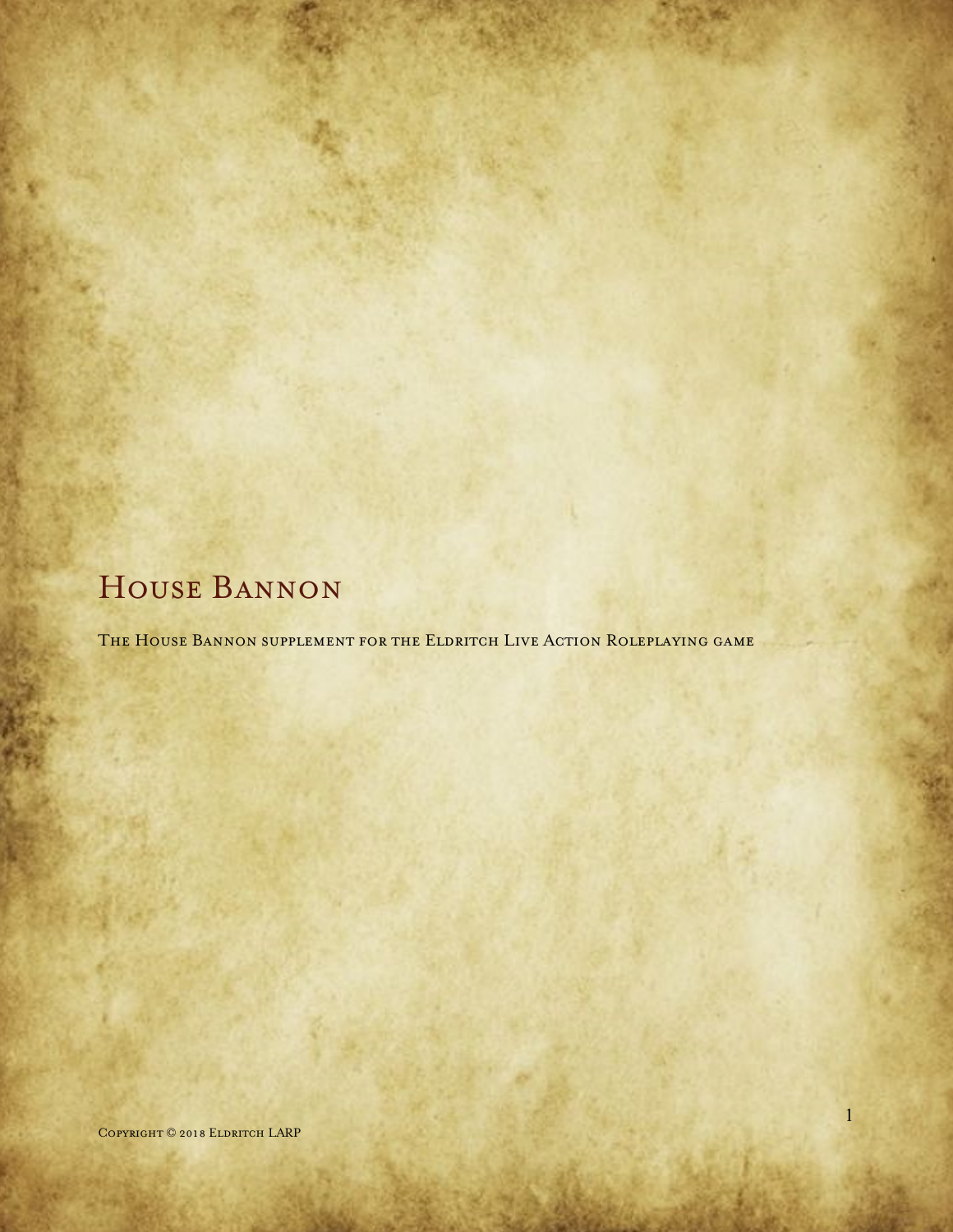# House Bannon

The House Bannon supplement for the Eldritch Live Action Roleplaying game

Copyright © 2018 Eldritch LARP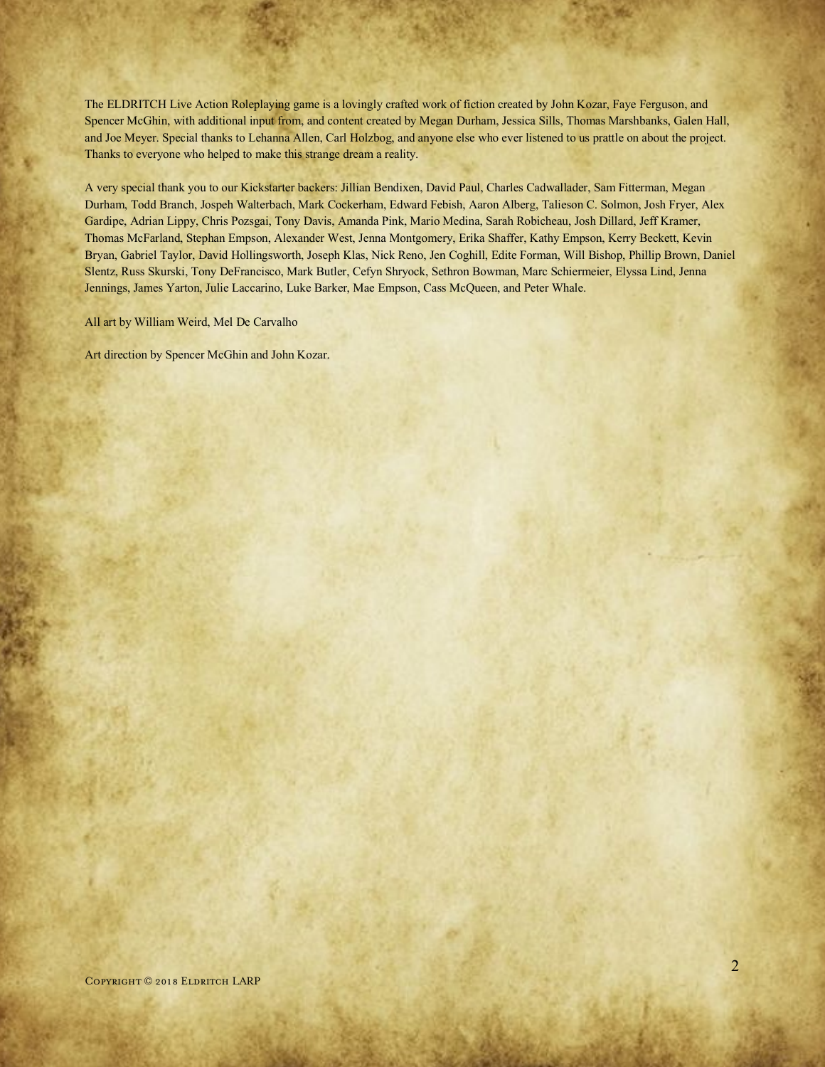The ELDRITCH Live Action Roleplaying game is a lovingly crafted work of fiction created by John Kozar, Faye Ferguson, and Spencer McGhin, with additional input from, and content created by Megan Durham, Jessica Sills, Thomas Marshbanks, Galen Hall, and Joe Meyer. Special thanks to Lehanna Allen, Carl Holzbog, and anyone else who ever listened to us prattle on about the project. Thanks to everyone who helped to make this strange dream a reality.

A very special thank you to our Kickstarter backers: Jillian Bendixen, David Paul, Charles Cadwallader, Sam Fitterman, Megan Durham, Todd Branch, Jospeh Walterbach, Mark Cockerham, Edward Febish, Aaron Alberg, Talieson C. Solmon, Josh Fryer, Alex Gardipe, Adrian Lippy, Chris Pozsgai, Tony Davis, Amanda Pink, Mario Medina, Sarah Robicheau, Josh Dillard, Jeff Kramer, Thomas McFarland, Stephan Empson, Alexander West, Jenna Montgomery, Erika Shaffer, Kathy Empson, Kerry Beckett, Kevin Bryan, Gabriel Taylor, David Hollingsworth, Joseph Klas, Nick Reno, Jen Coghill, Edite Forman, Will Bishop, Phillip Brown, Daniel Slentz, Russ Skurski, Tony DeFrancisco, Mark Butler, Cefyn Shryock, Sethron Bowman, Marc Schiermeier, Elyssa Lind, Jenna Jennings, James Yarton, Julie Laccarino, Luke Barker, Mae Empson, Cass McQueen, and Peter Whale.

All art by William Weird, Mel De Carvalho

Art direction by Spencer McGhin and John Kozar.

Copyright © 2018 Eldritch LARP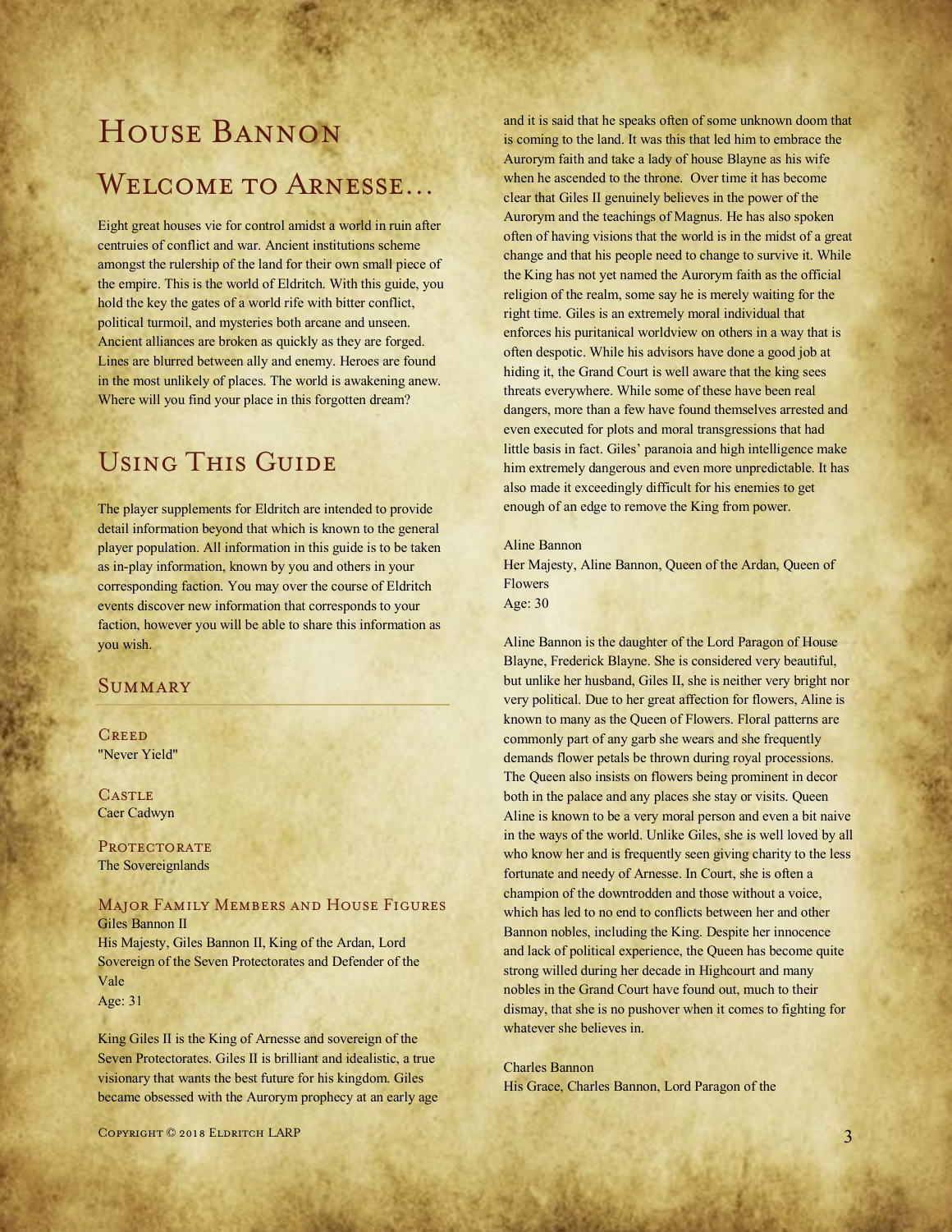# House Bannon

## Welcome to Arnesse...

Eight great houses vie for control amidst a world in ruin after centruies of conflict and war. Ancient institutions scheme amongst the rulership of the land for their own small piece of the empire. This is the world of Eldritch. With this guide, you hold the key the gates of a world rife with bitter conflict, political turmoil, and mysteries both arcane and unseen. Ancient alliances are broken as quickly as they are forged. Lines are blurred between ally and enemy. Heroes are found in the most unlikely of places. The world is awakening anew. Where will you find your place in this forgotten dream?

## Using This Guide

The player supplements for Eldritch are intended to provide detail information beyond that which is known to the general player population. All information in this guide is to be taken as in-play information, known by you and others in your corresponding faction. You may over the course of Eldritch events discover new information that corresponds to your faction, however you will be able to share this information as you wish.

### Summary

#### Creed
"Never Yield"

#### Castle
Caer Cadwyn

#### Protectorate
The Sovereignlands

#### Major Family Members and House Figures

Giles Bannon II
His Majesty, Giles Bannon II, King of the Ardan, Lord Sovereign of the Seven Protectorates and Defender of the Vale
Age: 31

King Giles II is the King of Arnesse and sovereign of the Seven Protectorates. Giles II is brilliant and idealistic, a true visionary that wants the best future for his kingdom. Giles became obsessed with the Aurorym prophecy at an early age and it is said that he speaks often of some unknown doom that is coming to the land. It was this that led him to embrace the Aurorym faith and take a lady of house Blayne as his wife when he ascended to the throne. Over time it has become clear that Giles II genuinely believes in the power of the Aurorym and the teachings of Magnus. He has also spoken often of having visions that the world is in the midst of a great change and that his people need to change to survive it. While the King has not yet named the Aurorym faith as the official religion of the realm, some say he is merely waiting for the right time. Giles is an extremely moral individual that enforces his puritanical worldview on others in a way that is often despotic. While his advisors have done a good job at hiding it, the Grand Court is well aware that the king sees threats everywhere. While some of these have been real dangers, more than a few have found themselves arrested and even executed for plots and moral transgressions that had little basis in fact. Giles' paranoia and high intelligence make him extremely dangerous and even more unpredictable. It has also made it exceedingly difficult for his enemies to get enough of an edge to remove the King from power.

Aline Bannon
Her Majesty, Aline Bannon, Queen of the Ardan, Queen of Flowers
Age: 30

Aline Bannon is the daughter of the Lord Paragon of House Blayne, Frederick Blayne. She is considered very beautiful, but unlike her husband, Giles II, she is neither very bright nor very political. Due to her great affection for flowers, Aline is known to many as the Queen of Flowers. Floral patterns are commonly part of any garb she wears and she frequently demands flower petals be thrown during royal processions. The Queen also insists on flowers being prominent in decor both in the palace and any places she stay or visits. Queen Aline is known to be a very moral person and even a bit naive in the ways of the world. Unlike Giles, she is well loved by all who know her and is frequently seen giving charity to the less fortunate and needy of Arnesse. In Court, she is often a champion of the downtrodden and those without a voice, which has led to no end to conflicts between her and other Bannon nobles, including the King. Despite her innocence and lack of political experience, the Queen has become quite strong willed during her decade in Highcourt and many nobles in the Grand Court have found out, much to their dismay, that she is no pushover when it comes to fighting for whatever she believes in.

Charles Bannon
His Grace, Charles Bannon, Lord Paragon of the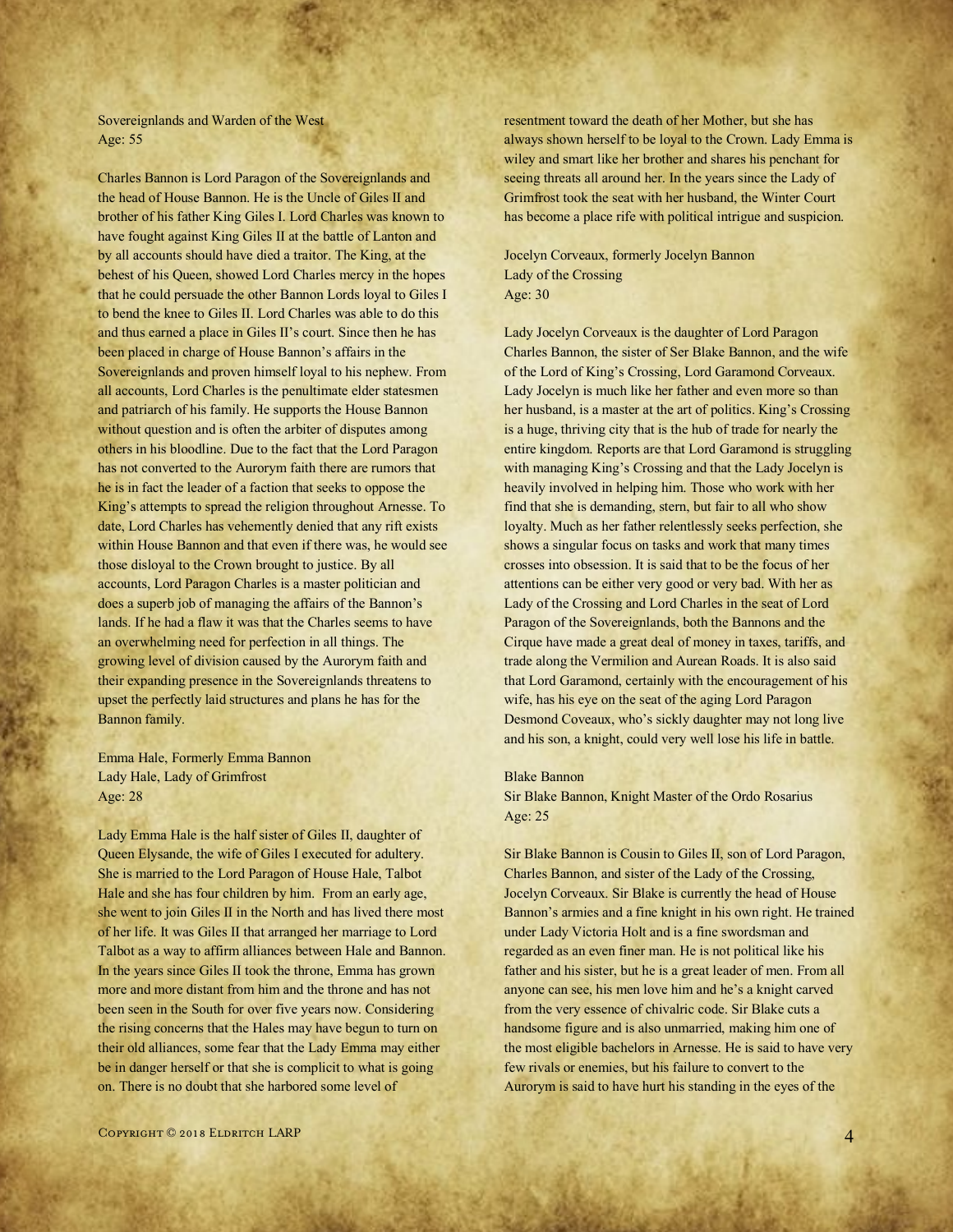Sovereignlands and Warden of the West
Age: 55

Charles Bannon is Lord Paragon of the Sovereignlands and the head of House Bannon. He is the Uncle of Giles II and brother of his father King Giles I. Lord Charles was known to have fought against King Giles II at the battle of Lanton and by all accounts should have died a traitor. The King, at the behest of his Queen, showed Lord Charles mercy in the hopes that he could persuade the other Bannon Lords loyal to Giles I to bend the knee to Giles II. Lord Charles was able to do this and thus earned a place in Giles II's court. Since then he has been placed in charge of House Bannon's affairs in the Sovereignlands and proven himself loyal to his nephew. From all accounts, Lord Charles is the penultimate elder statesmen and patriarch of his family. He supports the House Bannon without question and is often the arbiter of disputes among others in his bloodline. Due to the fact that the Lord Paragon has not converted to the Aurorym faith there are rumors that he is in fact the leader of a faction that seeks to oppose the King's attempts to spread the religion throughout Arnesse. To date, Lord Charles has vehemently denied that any rift exists within House Bannon and that even if there was, he would see those disloyal to the Crown brought to justice. By all accounts, Lord Paragon Charles is a master politician and does a superb job of managing the affairs of the Bannon's lands. If he had a flaw it was that the Charles seems to have an overwhelming need for perfection in all things. The growing level of division caused by the Aurorym faith and their expanding presence in the Sovereignlands threatens to upset the perfectly laid structures and plans he has for the Bannon family.

Emma Hale, Formerly Emma Bannon
Lady Hale, Lady of Grimfrost
Age: 28

Lady Emma Hale is the half sister of Giles II, daughter of Queen Elysande, the wife of Giles I executed for adultery. She is married to the Lord Paragon of House Hale, Talbot Hale and she has four children by him. From an early age, she went to join Giles II in the North and has lived there most of her life. It was Giles II that arranged her marriage to Lord Talbot as a way to affirm alliances between Hale and Bannon. In the years since Giles II took the throne, Emma has grown more and more distant from him and the throne and has not been seen in the South for over five years now. Considering the rising concerns that the Hales may have begun to turn on their old alliances, some fear that the Lady Emma may either be in danger herself or that she is complicit to what is going on. There is no doubt that she harbored some level of resentment toward the death of her Mother, but she has always shown herself to be loyal to the Crown. Lady Emma is wiley and smart like her brother and shares his penchant for seeing threats all around her. In the years since the Lady of Grimfrost took the seat with her husband, the Winter Court has become a place rife with political intrigue and suspicion.

Jocelyn Corveaux, formerly Jocelyn Bannon
Lady of the Crossing
Age: 30

Lady Jocelyn Corveaux is the daughter of Lord Paragon Charles Bannon, the sister of Ser Blake Bannon, and the wife of the Lord of King's Crossing, Lord Garamond Corveaux. Lady Jocelyn is much like her father and even more so than her husband, is a master at the art of politics. King's Crossing is a huge, thriving city that is the hub of trade for nearly the entire kingdom. Reports are that Lord Garamond is struggling with managing King's Crossing and that the Lady Jocelyn is heavily involved in helping him. Those who work with her find that she is demanding, stern, but fair to all who show loyalty. Much as her father relentlessly seeks perfection, she shows a singular focus on tasks and work that many times crosses into obsession. It is said that to be the focus of her attentions can be either very good or very bad. With her as Lady of the Crossing and Lord Charles in the seat of Lord Paragon of the Sovereignlands, both the Bannons and the Cirque have made a great deal of money in taxes, tariffs, and trade along the Vermilion and Aurean Roads. It is also said that Lord Garamond, certainly with the encouragement of his wife, has his eye on the seat of the aging Lord Paragon Desmond Coveaux, who's sickly daughter may not long live and his son, a knight, could very well lose his life in battle.

Blake Bannon
Sir Blake Bannon, Knight Master of the Ordo Rosarius
Age: 25

Sir Blake Bannon is Cousin to Giles II, son of Lord Paragon, Charles Bannon, and sister of the Lady of the Crossing, Jocelyn Corveaux. Sir Blake is currently the head of House Bannon's armies and a fine knight in his own right. He trained under Lady Victoria Holt and is a fine swordsman and regarded as an even finer man. He is not political like his father and his sister, but he is a great leader of men. From all anyone can see, his men love him and he's a knight carved from the very essence of chivalric code. Sir Blake cuts a handsome figure and is also unmarried, making him one of the most eligible bachelors in Arnesse. He is said to have very few rivals or enemies, but his failure to convert to the Aurorym is said to have hurt his standing in the eyes of the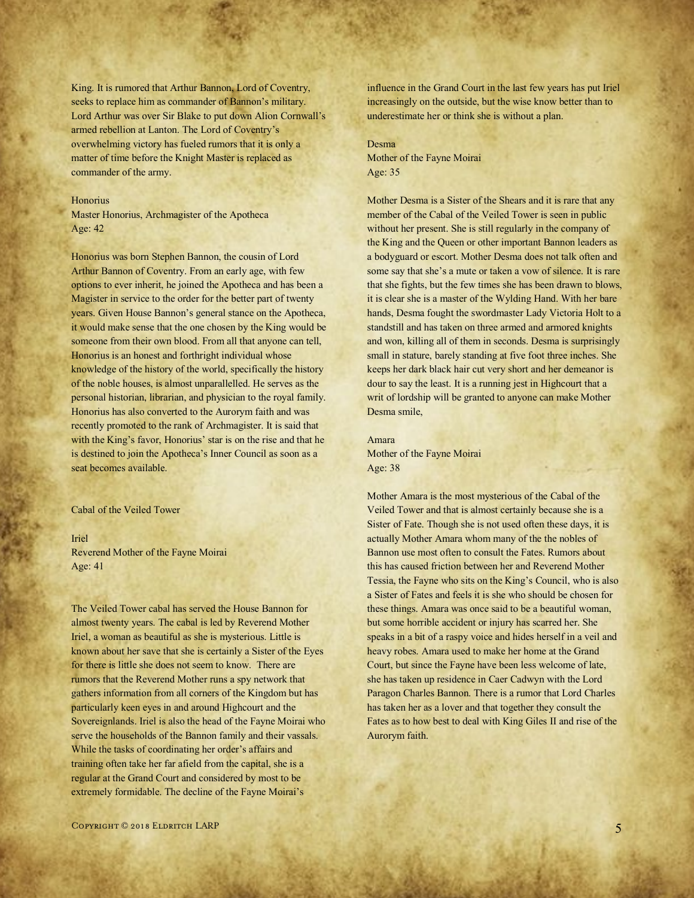King. It is rumored that Arthur Bannon, Lord of Coventry, seeks to replace him as commander of Bannon's military. Lord Arthur was over Sir Blake to put down Alion Cornwall's armed rebellion at Lanton. The Lord of Coventry's overwhelming victory has fueled rumors that it is only a matter of time before the Knight Master is replaced as commander of the army.

### Honorius

Master Honorius, Archmagister of the Apotheca
Age: 42

Honorius was born Stephen Bannon, the cousin of Lord Arthur Bannon of Coventry. From an early age, with few options to ever inherit, he joined the Apotheca and has been a Magister in service to the order for the better part of twenty years. Given House Bannon's general stance on the Apotheca, it would make sense that the one chosen by the King would be someone from their own blood. From all that anyone can tell, Honorius is an honest and forthright individual whose knowledge of the history of the world, specifically the history of the noble houses, is almost unparallelled. He serves as the personal historian, librarian, and physician to the royal family. Honorius has also converted to the Aurorym faith and was recently promoted to the rank of Archmagister. It is said that with the King's favor, Honorius' star is on the rise and that he is destined to join the Apotheca's Inner Council as soon as a seat becomes available.

## Cabal of the Veiled Tower

### Iriel

Reverend Mother of the Fayne Moirai
Age: 41

The Veiled Tower cabal has served the House Bannon for almost twenty years. The cabal is led by Reverend Mother Iriel, a woman as beautiful as she is mysterious. Little is known about her save that she is certainly a Sister of the Eyes for there is little she does not seem to know. There are rumors that the Reverend Mother runs a spy network that gathers information from all corners of the Kingdom but has particularly keen eyes in and around Highcourt and the Sovereignlands. Iriel is also the head of the Fayne Moirai who serve the households of the Bannon family and their vassals. While the tasks of coordinating her order's affairs and training often take her far afield from the capital, she is a regular at the Grand Court and considered by most to be extremely formidable. The decline of the Fayne Moirai's influence in the Grand Court in the last few years has put Iriel increasingly on the outside, but the wise know better than to underestimate her or think she is without a plan.

### Desma

Mother of the Fayne Moirai
Age: 35

Mother Desma is a Sister of the Shears and it is rare that any member of the Cabal of the Veiled Tower is seen in public without her present. She is still regularly in the company of the King and the Queen or other important Bannon leaders as a bodyguard or escort. Mother Desma does not talk often and some say that she's a mute or taken a vow of silence. It is rare that she fights, but the few times she has been drawn to blows, it is clear she is a master of the Wylding Hand. With her bare hands, Desma fought the swordmaster Lady Victoria Holt to a standstill and has taken on three armed and armored knights and won, killing all of them in seconds. Desma is surprisingly small in stature, barely standing at five foot three inches. She keeps her dark black hair cut very short and her demeanor is dour to say the least. It is a running jest in Highcourt that a writ of lordship will be granted to anyone can make Mother Desma smile,

### Amara

Mother of the Fayne Moirai
Age: 38

Mother Amara is the most mysterious of the Cabal of the Veiled Tower and that is almost certainly because she is a Sister of Fate. Though she is not used often these days, it is actually Mother Amara whom many of the the nobles of Bannon use most often to consult the Fates. Rumors about this has caused friction between her and Reverend Mother Tessia, the Fayne who sits on the King's Council, who is also a Sister of Fates and feels it is she who should be chosen for these things. Amara was once said to be a beautiful woman, but some horrible accident or injury has scarred her. She speaks in a bit of a raspy voice and hides herself in a veil and heavy robes. Amara used to make her home at the Grand Court, but since the Fayne have been less welcome of late, she has taken up residence in Caer Cadwyn with the Lord Paragon Charles Bannon. There is a rumor that Lord Charles has taken her as a lover and that together they consult the Fates as to how best to deal with King Giles II and rise of the Aurorym faith.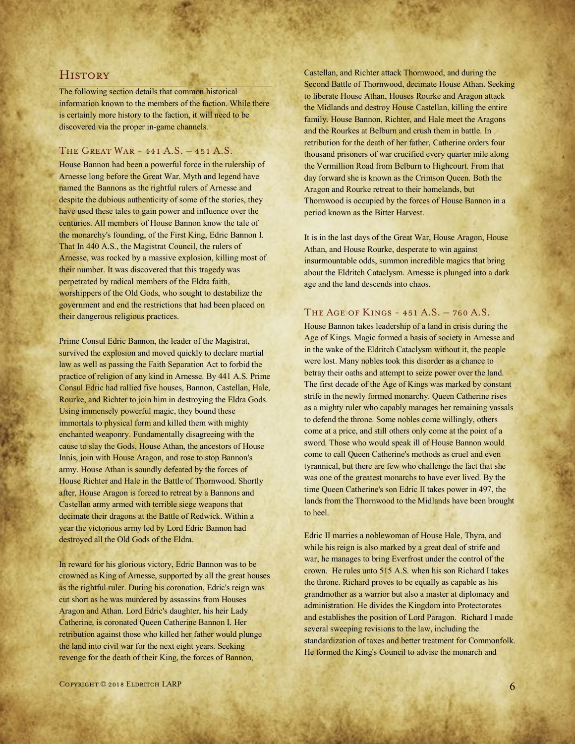## History

The following section details that common historical information known to the members of the faction. While there is certainly more history to the faction, it will need to be discovered via the proper in-game channels.

### The Great War - 441 A.S. – 451 A.S.

House Bannon had been a powerful force in the rulership of Arnesse long before the Great War. Myth and legend have named the Bannons as the rightful rulers of Arnesse and despite the dubious authenticity of some of the stories, they have used these tales to gain power and influence over the centuries. All members of House Bannon know the tale of the monarchy's founding, of the First King, Edric Bannon I. That In 440 A.S., the Magistrat Council, the rulers of Arnesse, was rocked by a massive explosion, killing most of their number. It was discovered that this tragedy was perpetrated by radical members of the Eldra faith, worshippers of the Old Gods, who sought to destabilize the government and end the restrictions that had been placed on their dangerous religious practices.

Prime Consul Edric Bannon, the leader of the Magistrat, survived the explosion and moved quickly to declare martial law as well as passing the Faith Separation Act to forbid the practice of religion of any kind in Arnesse. By 441 A.S. Prime Consul Edric had rallied five houses, Bannon, Castellan, Hale, Rourke, and Richter to join him in destroying the Eldra Gods. Using immensely powerful magic, they bound these immortals to physical form and killed them with mighty enchanted weaponry. Fundamentally disagreeing with the cause to slay the Gods, House Athan, the ancestors of House Innis, join with House Aragon, and rose to stop Bannon's army. House Athan is soundly defeated by the forces of House Richter and Hale in the Battle of Thornwood. Shortly after, House Aragon is forced to retreat by a Bannons and Castellan army armed with terrible siege weapons that decimate their dragons at the Battle of Redwick. Within a year the victorious army led by Lord Edric Bannon had destroyed all the Old Gods of the Eldra.

In reward for his glorious victory, Edric Bannon was to be crowned as King of Arnesse, supported by all the great houses as the rightful ruler. During his coronation, Edric's reign was cut short as he was murdered by assassins from Houses Aragon and Athan. Lord Edric's daughter, his heir Lady Catherine, is coronated Queen Catherine Bannon I. Her retribution against those who killed her father would plunge the land into civil war for the next eight years. Seeking revenge for the death of their King, the forces of Bannon, Castellan, and Richter attack Thornwood, and during the Second Battle of Thornwood, decimate House Athan. Seeking to liberate House Athan, Houses Rourke and Aragon attack the Midlands and destroy House Castellan, killing the entire family. House Bannon, Richter, and Hale meet the Aragons and the Rourkes at Belburn and crush them in battle. In retribution for the death of her father, Catherine orders four thousand prisoners of war crucified every quarter mile along the Vermillion Road from Belburn to Highcourt. From that day forward she is known as the Crimson Queen. Both the Aragon and Rourke retreat to their homelands, but Thornwood is occupied by the forces of House Bannon in a period known as the Bitter Harvest.

It is in the last days of the Great War, House Aragon, House Athan, and House Rourke, desperate to win against insurmountable odds, summon incredible magics that bring about the Eldritch Cataclysm. Arnesse is plunged into a dark age and the land descends into chaos.

### The Age of Kings - 451 A.S. – 760 A.S.

House Bannon takes leadership of a land in crisis during the Age of Kings. Magic formed a basis of society in Arnesse and in the wake of the Eldritch Cataclysm without it, the people were lost. Many nobles took this disorder as a chance to betray their oaths and attempt to seize power over the land. The first decade of the Age of Kings was marked by constant strife in the newly formed monarchy. Queen Catherine rises as a mighty ruler who capably manages her remaining vassals to defend the throne. Some nobles come willingly, others come at a price, and still others only come at the point of a sword. Those who would speak ill of House Bannon would come to call Queen Catherine's methods as cruel and even tyrannical, but there are few who challenge the fact that she was one of the greatest monarchs to have ever lived. By the time Queen Catherine's son Edric II takes power in 497, the lands from the Thornwood to the Midlands have been brought to heel.

Edric II marries a noblewoman of House Hale, Thyra, and while his reign is also marked by a great deal of strife and war, he manages to bring Everfrost under the control of the crown. He rules unto 515 A.S. when his son Richard I takes the throne. Richard proves to be equally as capable as his grandmother as a warrior but also a master at diplomacy and administration. He divides the Kingdom into Protectorates and establishes the position of Lord Paragon. Richard I made several sweeping revisions to the law, including the standardization of taxes and better treatment for Commonfolk. He formed the King's Council to advise the monarch and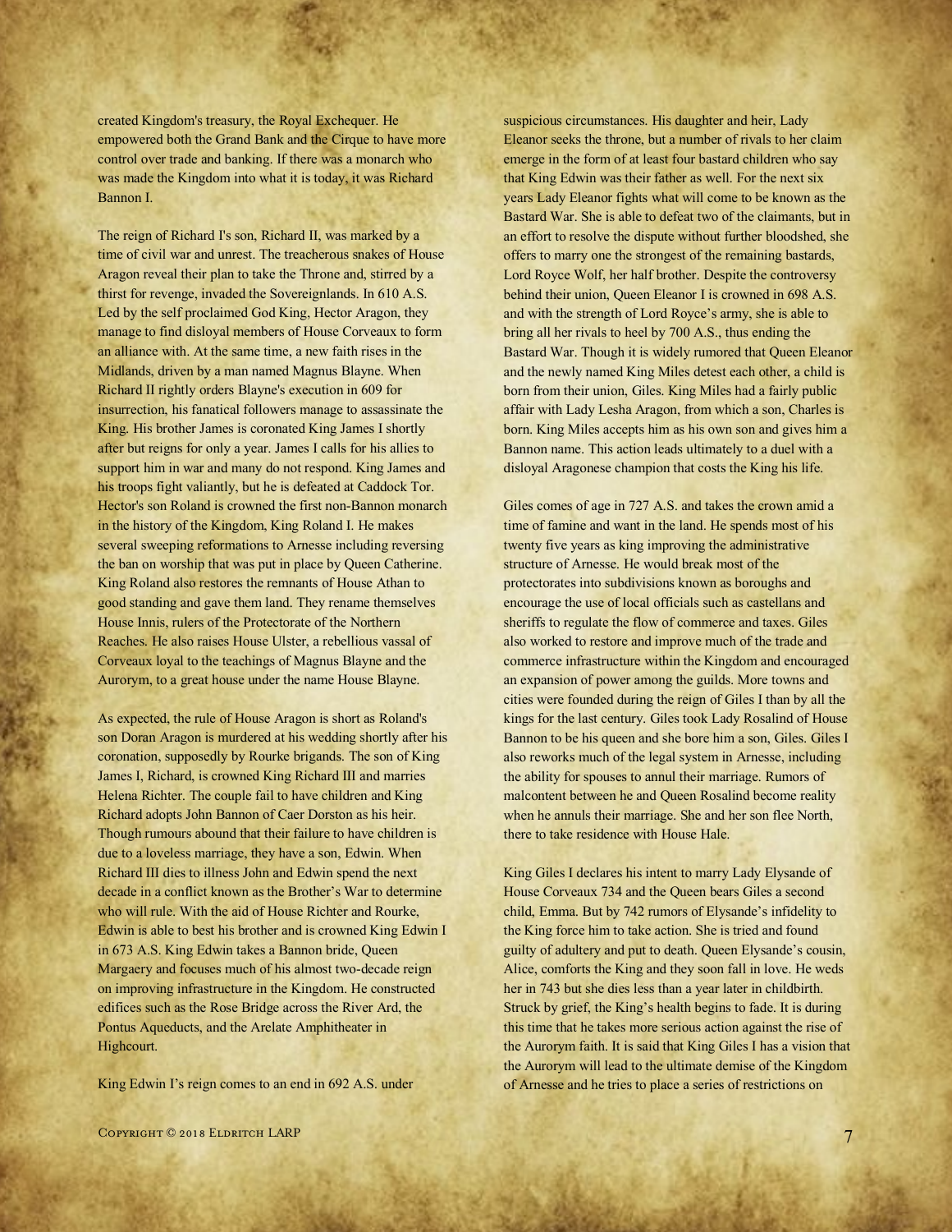created Kingdom's treasury, the Royal Exchequer. He empowered both the Grand Bank and the Cirque to have more control over trade and banking. If there was a monarch who was made the Kingdom into what it is today, it was Richard Bannon I.

The reign of Richard I's son, Richard II, was marked by a time of civil war and unrest. The treacherous snakes of House Aragon reveal their plan to take the Throne and, stirred by a thirst for revenge, invaded the Sovereignlands. In 610 A.S. Led by the self proclaimed God King, Hector Aragon, they manage to find disloyal members of House Corveaux to form an alliance with. At the same time, a new faith rises in the Midlands, driven by a man named Magnus Blayne. When Richard II rightly orders Blayne's execution in 609 for insurrection, his fanatical followers manage to assassinate the King. His brother James is coronated King James I shortly after but reigns for only a year. James I calls for his allies to support him in war and many do not respond. King James and his troops fight valiantly, but he is defeated at Caddock Tor. Hector's son Roland is crowned the first non-Bannon monarch in the history of the Kingdom, King Roland I. He makes several sweeping reformations to Arnesse including reversing the ban on worship that was put in place by Queen Catherine. King Roland also restores the remnants of House Athan to good standing and gave them land. They rename themselves House Innis, rulers of the Protectorate of the Northern Reaches. He also raises House Ulster, a rebellious vassal of Corveaux loyal to the teachings of Magnus Blayne and the Aurorym, to a great house under the name House Blayne.

As expected, the rule of House Aragon is short as Roland's son Doran Aragon is murdered at his wedding shortly after his coronation, supposedly by Rourke brigands. The son of King James I, Richard, is crowned King Richard III and marries Helena Richter. The couple fail to have children and King Richard adopts John Bannon of Caer Dorston as his heir. Though rumours abound that their failure to have children is due to a loveless marriage, they have a son, Edwin. When Richard III dies to illness John and Edwin spend the next decade in a conflict known as the Brother's War to determine who will rule. With the aid of House Richter and Rourke, Edwin is able to best his brother and is crowned King Edwin I in 673 A.S. King Edwin takes a Bannon bride, Queen Margaery and focuses much of his almost two-decade reign on improving infrastructure in the Kingdom. He constructed edifices such as the Rose Bridge across the River Ard, the Pontus Aqueducts, and the Arelate Amphitheater in Highcourt.

King Edwin I's reign comes to an end in 692 A.S. under suspicious circumstances. His daughter and heir, Lady Eleanor seeks the throne, but a number of rivals to her claim emerge in the form of at least four bastard children who say that King Edwin was their father as well. For the next six years Lady Eleanor fights what will come to be known as the Bastard War. She is able to defeat two of the claimants, but in an effort to resolve the dispute without further bloodshed, she offers to marry one the strongest of the remaining bastards, Lord Royce Wolf, her half brother. Despite the controversy behind their union, Queen Eleanor I is crowned in 698 A.S. and with the strength of Lord Royce's army, she is able to bring all her rivals to heel by 700 A.S., thus ending the Bastard War. Though it is widely rumored that Queen Eleanor and the newly named King Miles detest each other, a child is born from their union, Giles. King Miles had a fairly public affair with Lady Lesha Aragon, from which a son, Charles is born. King Miles accepts him as his own son and gives him a Bannon name. This action leads ultimately to a duel with a disloyal Aragonese champion that costs the King his life.

Giles comes of age in 727 A.S. and takes the crown amid a time of famine and want in the land. He spends most of his twenty five years as king improving the administrative structure of Arnesse. He would break most of the protectorates into subdivisions known as boroughs and encourage the use of local officials such as castellans and sheriffs to regulate the flow of commerce and taxes. Giles also worked to restore and improve much of the trade and commerce infrastructure within the Kingdom and encouraged an expansion of power among the guilds. More towns and cities were founded during the reign of Giles I than by all the kings for the last century. Giles took Lady Rosalind of House Bannon to be his queen and she bore him a son, Giles. Giles I also reworks much of the legal system in Arnesse, including the ability for spouses to annul their marriage. Rumors of malcontent between he and Queen Rosalind become reality when he annuls their marriage. She and her son flee North, there to take residence with House Hale.

King Giles I declares his intent to marry Lady Elysande of House Corveaux 734 and the Queen bears Giles a second child, Emma. But by 742 rumors of Elysande's infidelity to the King force him to take action. She is tried and found guilty of adultery and put to death. Queen Elysande's cousin, Alice, comforts the King and they soon fall in love. He weds her in 743 but she dies less than a year later in childbirth. Struck by grief, the King's health begins to fade. It is during this time that he takes more serious action against the rise of the Aurorym faith. It is said that King Giles I has a vision that the Aurorym will lead to the ultimate demise of the Kingdom of Arnesse and he tries to place a series of restrictions on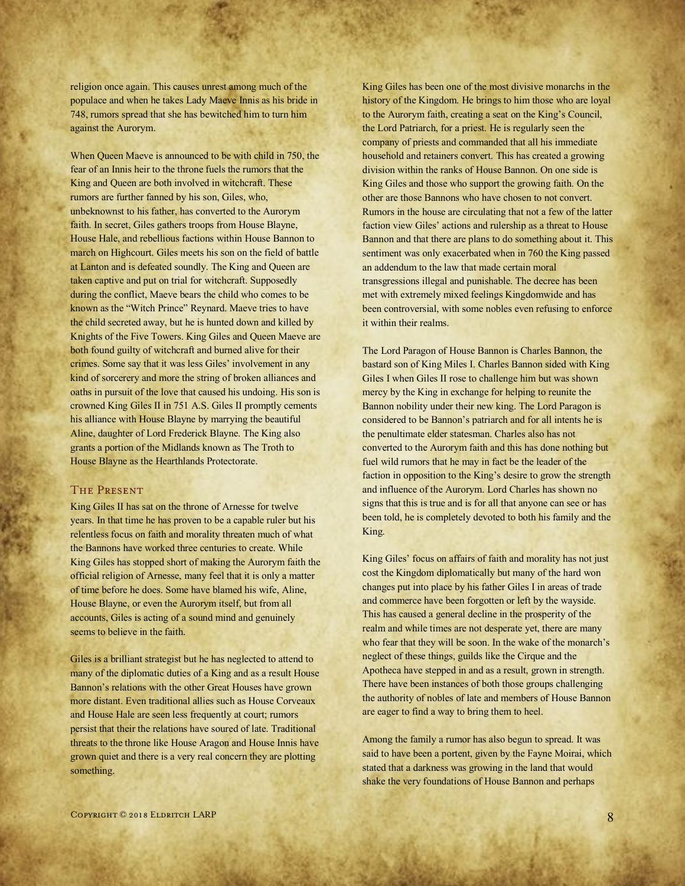religion once again. This causes unrest among much of the populace and when he takes Lady Maeve Innis as his bride in 748, rumors spread that she has bewitched him to turn him against the Aurorym.

When Queen Maeve is announced to be with child in 750, the fear of an Innis heir to the throne fuels the rumors that the King and Queen are both involved in witchcraft. These rumors are further fanned by his son, Giles, who, unbeknownst to his father, has converted to the Aurorym faith. In secret, Giles gathers troops from House Blayne, House Hale, and rebellious factions within House Bannon to march on Highcourt. Giles meets his son on the field of battle at Lanton and is defeated soundly. The King and Queen are taken captive and put on trial for witchcraft. Supposedly during the conflict, Maeve bears the child who comes to be known as the "Witch Prince" Reynard. Maeve tries to have the child secreted away, but he is hunted down and killed by Knights of the Five Towers. King Giles and Queen Maeve are both found guilty of witchcraft and burned alive for their crimes. Some say that it was less Giles' involvement in any kind of sorcerery and more the string of broken alliances and oaths in pursuit of the love that caused his undoing. His son is crowned King Giles II in 751 A.S. Giles II promptly cements his alliance with House Blayne by marrying the beautiful Aline, daughter of Lord Frederick Blayne. The King also grants a portion of the Midlands known as The Troth to House Blayne as the Hearthlands Protectorate.

## The Present

King Giles II has sat on the throne of Arnesse for twelve years. In that time he has proven to be a capable ruler but his relentless focus on faith and morality threaten much of what the Bannons have worked three centuries to create. While King Giles has stopped short of making the Aurorym faith the official religion of Arnesse, many feel that it is only a matter of time before he does. Some have blamed his wife, Aline, House Blayne, or even the Aurorym itself, but from all accounts, Giles is acting of a sound mind and genuinely seems to believe in the faith.

Giles is a brilliant strategist but he has neglected to attend to many of the diplomatic duties of a King and as a result House Bannon's relations with the other Great Houses have grown more distant. Even traditional allies such as House Corveaux and House Hale are seen less frequently at court; rumors persist that their the relations have soured of late. Traditional threats to the throne like House Aragon and House Innis have grown quiet and there is a very real concern they are plotting something.

King Giles has been one of the most divisive monarchs in the history of the Kingdom. He brings to him those who are loyal to the Aurorym faith, creating a seat on the King's Council, the Lord Patriarch, for a priest. He is regularly seen the company of priests and commanded that all his immediate household and retainers convert. This has created a growing division within the ranks of House Bannon. On one side is King Giles and those who support the growing faith. On the other are those Bannons who have chosen to not convert. Rumors in the house are circulating that not a few of the latter faction view Giles' actions and rulership as a threat to House Bannon and that there are plans to do something about it. This sentiment was only exacerbated when in 760 the King passed an addendum to the law that made certain moral transgressions illegal and punishable. The decree has been met with extremely mixed feelings Kingdomwide and has been controversial, with some nobles even refusing to enforce it within their realms.

The Lord Paragon of House Bannon is Charles Bannon, the bastard son of King Miles I. Charles Bannon sided with King Giles I when Giles II rose to challenge him but was shown mercy by the King in exchange for helping to reunite the Bannon nobility under their new king. The Lord Paragon is considered to be Bannon's patriarch and for all intents he is the penultimate elder statesman. Charles also has not converted to the Aurorym faith and this has done nothing but fuel wild rumors that he may in fact be the leader of the faction in opposition to the King's desire to grow the strength and influence of the Aurorym. Lord Charles has shown no signs that this is true and is for all that anyone can see or has been told, he is completely devoted to both his family and the King.

King Giles' focus on affairs of faith and morality has not just cost the Kingdom diplomatically but many of the hard won changes put into place by his father Giles I in areas of trade and commerce have been forgotten or left by the wayside. This has caused a general decline in the prosperity of the realm and while times are not desperate yet, there are many who fear that they will be soon. In the wake of the monarch's neglect of these things, guilds like the Cirque and the Apotheca have stepped in and as a result, grown in strength. There have been instances of both those groups challenging the authority of nobles of late and members of House Bannon are eager to find a way to bring them to heel.

Among the family a rumor has also begun to spread. It was said to have been a portent, given by the Fayne Moirai, which stated that a darkness was growing in the land that would shake the very foundations of House Bannon and perhaps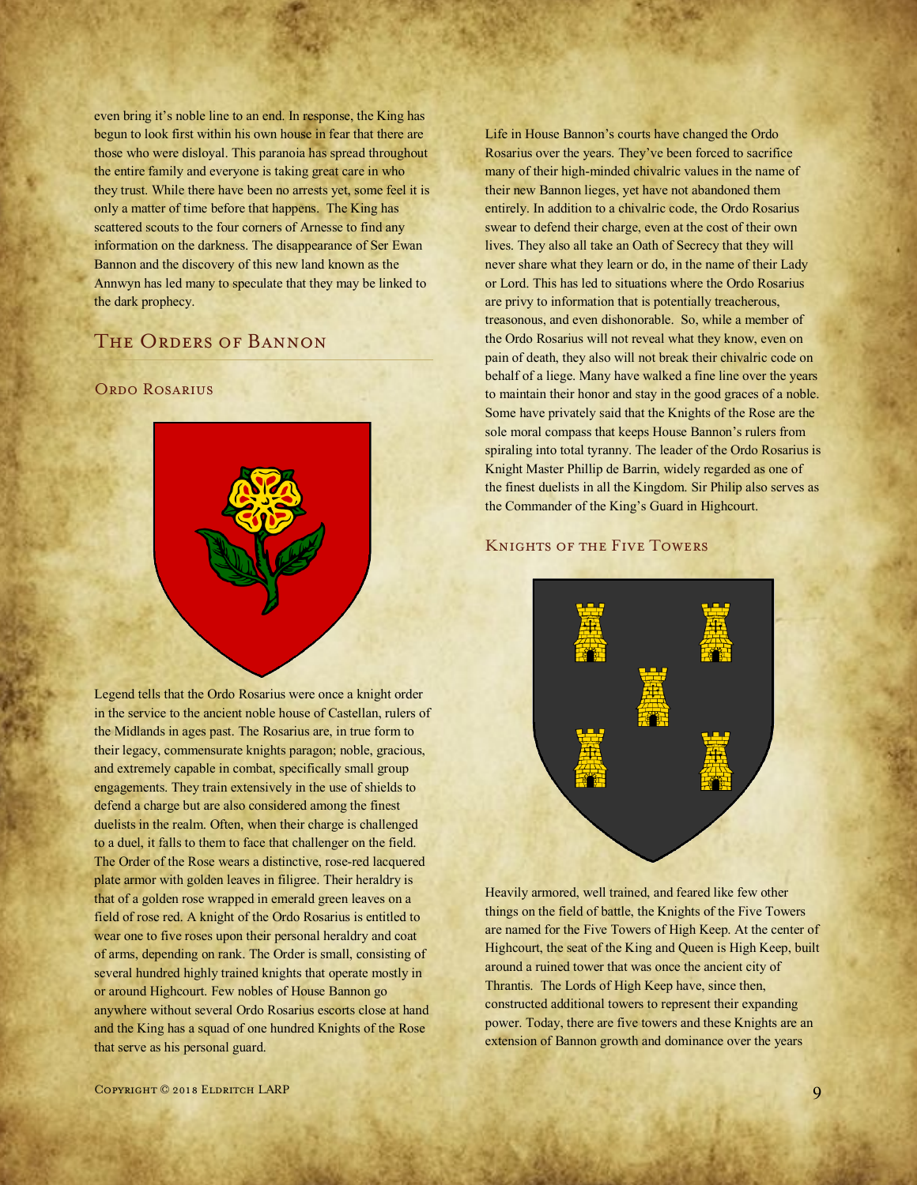even bring it's noble line to an end. In response, the King has begun to look first within his own house in fear that there are those who were disloyal. This paranoia has spread throughout the entire family and everyone is taking great care in who they trust. While there have been no arrests yet, some feel it is only a matter of time before that happens. The King has scattered scouts to the four corners of Arnesse to find any information on the darkness. The disappearance of Ser Ewan Bannon and the discovery of this new land known as the Annwyn has led many to speculate that they may be linked to the dark prophecy.

## The Orders of Bannon

### Ordo Rosarius

Legend tells that the Ordo Rosarius were once a knight order in the service to the ancient noble house of Castellan, rulers of the Midlands in ages past. The Rosarius are, in true form to their legacy, commensurate knights paragon; noble, gracious, and extremely capable in combat, specifically small group engagements. They train extensively in the use of shields to defend a charge but are also considered among the finest duelists in the realm. Often, when their charge is challenged to a duel, it falls to them to face that challenger on the field. The Order of the Rose wears a distinctive, rose-red lacquered plate armor with golden leaves in filigree. Their heraldry is that of a golden rose wrapped in emerald green leaves on a field of rose red. A knight of the Ordo Rosarius is entitled to wear one to five roses upon their personal heraldry and coat of arms, depending on rank. The Order is small, consisting of several hundred highly trained knights that operate mostly in or around Highcourt. Few nobles of House Bannon go anywhere without several Ordo Rosarius escorts close at hand and the King has a squad of one hundred Knights of the Rose that serve as his personal guard.

Life in House Bannon's courts have changed the Ordo Rosarius over the years. They've been forced to sacrifice many of their high-minded chivalric values in the name of their new Bannon lieges, yet have not abandoned them entirely. In addition to a chivalric code, the Ordo Rosarius swear to defend their charge, even at the cost of their own lives. They also all take an Oath of Secrecy that they will never share what they learn or do, in the name of their Lady or Lord. This has led to situations where the Ordo Rosarius are privy to information that is potentially treacherous, treasonous, and even dishonorable. So, while a member of the Ordo Rosarius will not reveal what they know, even on pain of death, they also will not break their chivalric code on behalf of a liege. Many have walked a fine line over the years to maintain their honor and stay in the good graces of a noble. Some have privately said that the Knights of the Rose are the sole moral compass that keeps House Bannon's rulers from spiraling into total tyranny. The leader of the Ordo Rosarius is Knight Master Phillip de Barrin, widely regarded as one of the finest duelists in all the Kingdom. Sir Philip also serves as the Commander of the King's Guard in Highcourt.

### Knights of the Five Towers

Heavily armored, well trained, and feared like few other things on the field of battle, the Knights of the Five Towers are named for the Five Towers of High Keep. At the center of Highcourt, the seat of the King and Queen is High Keep, built around a ruined tower that was once the ancient city of Thrantis. The Lords of High Keep have, since then, constructed additional towers to represent their expanding power. Today, there are five towers and these Knights are an extension of Bannon growth and dominance over the years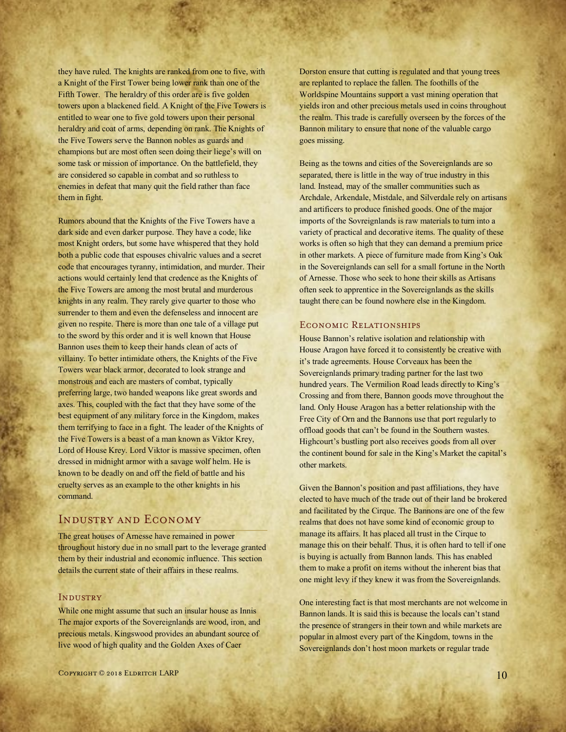they have ruled. The knights are ranked from one to five, with a Knight of the First Tower being lower rank than one of the Fifth Tower. The heraldry of this order are is five golden towers upon a blackened field. A Knight of the Five Towers is entitled to wear one to five gold towers upon their personal heraldry and coat of arms, depending on rank. The Knights of the Five Towers serve the Bannon nobles as guards and champions but are most often seen doing their liege's will on some task or mission of importance. On the battlefield, they are considered so capable in combat and so ruthless to enemies in defeat that many quit the field rather than face them in fight.

Rumors abound that the Knights of the Five Towers have a dark side and even darker purpose. They have a code, like most Knight orders, but some have whispered that they hold both a public code that espouses chivalric values and a secret code that encourages tyranny, intimidation, and murder. Their actions would certainly lend that credence as the Knights of the Five Towers are among the most brutal and murderous knights in any realm. They rarely give quarter to those who surrender to them and even the defenseless and innocent are given no respite. There is more than one tale of a village put to the sword by this order and it is well known that House Bannon uses them to keep their hands clean of acts of villainy. To better intimidate others, the Knights of the Five Towers wear black armor, decorated to look strange and monstrous and each are masters of combat, typically preferring large, two handed weapons like great swords and axes. This, coupled with the fact that they have some of the best equipment of any military force in the Kingdom, makes them terrifying to face in a fight. The leader of the Knights of the Five Towers is a beast of a man known as Viktor Krey, Lord of House Krey. Lord Viktor is massive specimen, often dressed in midnight armor with a savage wolf helm. He is known to be deadly on and off the field of battle and his cruelty serves as an example to the other knights in his command.

## Industry and Economy

The great houses of Arnesse have remained in power throughout history due in no small part to the leverage granted them by their industrial and economic influence. This section details the current state of their affairs in these realms.

### Industry

While one might assume that such an insular house as Innis The major exports of the Sovereignlands are wood, iron, and precious metals. Kingswood provides an abundant source of live wood of high quality and the Golden Axes of Caer Dorston ensure that cutting is regulated and that young trees are replanted to replace the fallen. The foothills of the Worldspine Mountains support a vast mining operation that yields iron and other precious metals used in coins throughout the realm. This trade is carefully overseen by the forces of the Bannon military to ensure that none of the valuable cargo goes missing.

Being as the towns and cities of the Sovereignlands are so separated, there is little in the way of true industry in this land. Instead, may of the smaller communities such as Archdale, Arkendale, Mistdale, and Silverdale rely on artisans and artificers to produce finished goods. One of the major imports of the Sovreignlands is raw materials to turn into a variety of practical and decorative items. The quality of these works is often so high that they can demand a premium price in other markets. A piece of furniture made from King's Oak in the Sovereignlands can sell for a small fortune in the North of Arnesse. Those who seek to hone their skills as Artisans often seek to apprentice in the Sovereignlands as the skills taught there can be found nowhere else in the Kingdom.

### Economic Relationships

House Bannon's relative isolation and relationship with House Aragon have forced it to consistently be creative with it's trade agreements. House Corveaux has been the Sovereignlands primary trading partner for the last two hundred years. The Vermilion Road leads directly to King's Crossing and from there, Bannon goods move throughout the land. Only House Aragon has a better relationship with the Free City of Orn and the Bannons use that port regularly to offload goods that can't be found in the Southern wastes. Highcourt's bustling port also receives goods from all over the continent bound for sale in the King's Market the capital's other markets.

Given the Bannon's position and past affiliations, they have elected to have much of the trade out of their land be brokered and facilitated by the Cirque. The Bannons are one of the few realms that does not have some kind of economic group to manage its affairs. It has placed all trust in the Cirque to manage this on their behalf. Thus, it is often hard to tell if one is buying is actually from Bannon lands. This has enabled them to make a profit on items without the inherent bias that one might levy if they knew it was from the Sovereignlands.

One interesting fact is that most merchants are not welcome in Bannon lands. It is said this is because the locals can't stand the presence of strangers in their town and while markets are popular in almost every part of the Kingdom, towns in the Sovereignlands don't host moon markets or regular trade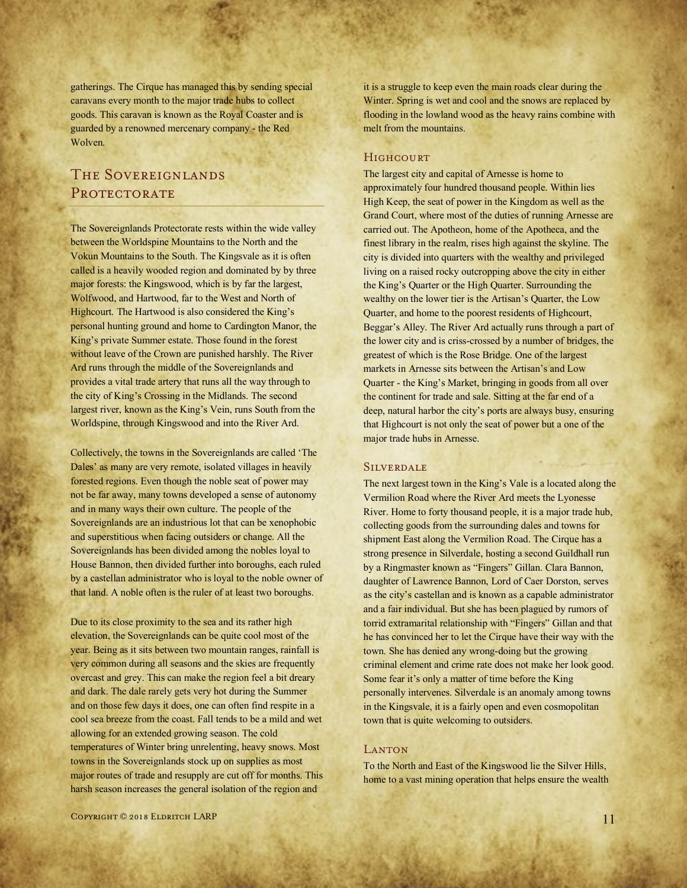gatherings. The Cirque has managed this by sending special caravans every month to the major trade hubs to collect goods. This caravan is known as the Royal Coaster and is guarded by a renowned mercenary company - the Red Wolven.

## The Sovereignlands Protectorate

The Sovereignlands Protectorate rests within the wide valley between the Worldspine Mountains to the North and the Vokun Mountains to the South. The Kingsvale as it is often called is a heavily wooded region and dominated by by three major forests: the Kingswood, which is by far the largest, Wolfwood, and Hartwood, far to the West and North of Highcourt. The Hartwood is also considered the King's personal hunting ground and home to Cardington Manor, the King's private Summer estate. Those found in the forest without leave of the Crown are punished harshly. The River Ard runs through the middle of the Sovereignlands and provides a vital trade artery that runs all the way through to the city of King's Crossing in the Midlands. The second largest river, known as the King's Vein, runs South from the Worldspine, through Kingswood and into the River Ard.

Collectively, the towns in the Sovereignlands are called 'The Dales' as many are very remote, isolated villages in heavily forested regions. Even though the noble seat of power may not be far away, many towns developed a sense of autonomy and in many ways their own culture. The people of the Sovereignlands are an industrious lot that can be xenophobic and superstitious when facing outsiders or change. All the Sovereignlands has been divided among the nobles loyal to House Bannon, then divided further into boroughs, each ruled by a castellan administrator who is loyal to the noble owner of that land. A noble often is the ruler of at least two boroughs.

Due to its close proximity to the sea and its rather high elevation, the Sovereignlands can be quite cool most of the year. Being as it sits between two mountain ranges, rainfall is very common during all seasons and the skies are frequently overcast and grey. This can make the region feel a bit dreary and dark. The dale rarely gets very hot during the Summer and on those few days it does, one can often find respite in a cool sea breeze from the coast. Fall tends to be a mild and wet allowing for an extended growing season. The cold temperatures of Winter bring unrelenting, heavy snows. Most towns in the Sovereignlands stock up on supplies as most major routes of trade and resupply are cut off for months. This harsh season increases the general isolation of the region and it is a struggle to keep even the main roads clear during the Winter. Spring is wet and cool and the snows are replaced by flooding in the lowland wood as the heavy rains combine with melt from the mountains.

### Highcourt

The largest city and capital of Arnesse is home to approximately four hundred thousand people. Within lies High Keep, the seat of power in the Kingdom as well as the Grand Court, where most of the duties of running Arnesse are carried out. The Apotheon, home of the Apotheca, and the finest library in the realm, rises high against the skyline. The city is divided into quarters with the wealthy and privileged living on a raised rocky outcropping above the city in either the King's Quarter or the High Quarter. Surrounding the wealthy on the lower tier is the Artisan's Quarter, the Low Quarter, and home to the poorest residents of Highcourt, Beggar's Alley. The River Ard actually runs through a part of the lower city and is criss-crossed by a number of bridges, the greatest of which is the Rose Bridge. One of the largest markets in Arnesse sits between the Artisan's and Low Quarter - the King's Market, bringing in goods from all over the continent for trade and sale. Sitting at the far end of a deep, natural harbor the city's ports are always busy, ensuring that Highcourt is not only the seat of power but a one of the major trade hubs in Arnesse.

### Silverdale

The next largest town in the King's Vale is a located along the Vermilion Road where the River Ard meets the Lyonesse River. Home to forty thousand people, it is a major trade hub, collecting goods from the surrounding dales and towns for shipment East along the Vermilion Road. The Cirque has a strong presence in Silverdale, hosting a second Guildhall run by a Ringmaster known as "Fingers" Gillan. Clara Bannon, daughter of Lawrence Bannon, Lord of Caer Dorston, serves as the city's castellan and is known as a capable administrator and a fair individual. But she has been plagued by rumors of torrid extramarital relationship with "Fingers" Gillan and that he has convinced her to let the Cirque have their way with the town. She has denied any wrong-doing but the growing criminal element and crime rate does not make her look good. Some fear it's only a matter of time before the King personally intervenes. Silverdale is an anomaly among towns in the Kingsvale, it is a fairly open and even cosmopolitan town that is quite welcoming to outsiders.

### Lanton

To the North and East of the Kingswood lie the Silver Hills, home to a vast mining operation that helps ensure the wealth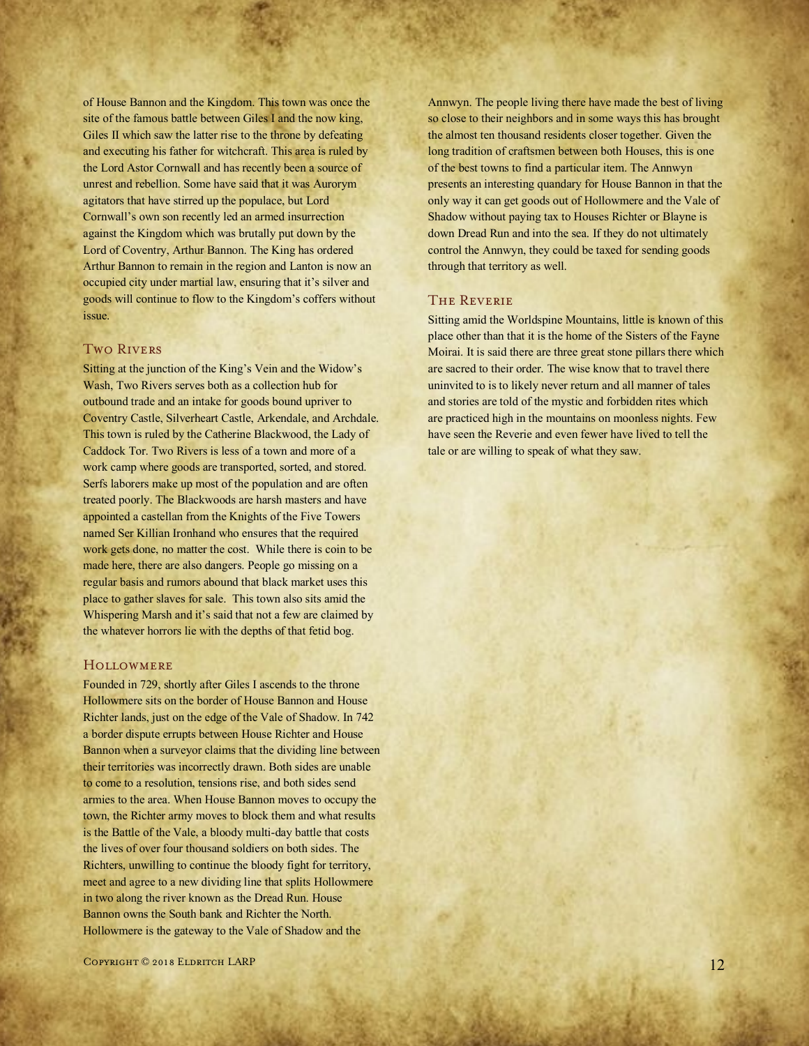of House Bannon and the Kingdom. This town was once the site of the famous battle between Giles I and the now king, Giles II which saw the latter rise to the throne by defeating and executing his father for witchcraft. This area is ruled by the Lord Astor Cornwall and has recently been a source of unrest and rebellion. Some have said that it was Aurorym agitators that have stirred up the populace, but Lord Cornwall's own son recently led an armed insurrection against the Kingdom which was brutally put down by the Lord of Coventry, Arthur Bannon. The King has ordered Arthur Bannon to remain in the region and Lanton is now an occupied city under martial law, ensuring that it's silver and goods will continue to flow to the Kingdom's coffers without issue.

### Two Rivers

Sitting at the junction of the King's Vein and the Widow's Wash, Two Rivers serves both as a collection hub for outbound trade and an intake for goods bound upriver to Coventry Castle, Silverheart Castle, Arkendale, and Archdale. This town is ruled by the Catherine Blackwood, the Lady of Caddock Tor. Two Rivers is less of a town and more of a work camp where goods are transported, sorted, and stored. Serfs laborers make up most of the population and are often treated poorly. The Blackwoods are harsh masters and have appointed a castellan from the Knights of the Five Towers named Ser Killian Ironhand who ensures that the required work gets done, no matter the cost. While there is coin to be made here, there are also dangers. People go missing on a regular basis and rumors abound that black market uses this place to gather slaves for sale. This town also sits amid the Whispering Marsh and it's said that not a few are claimed by the whatever horrors lie with the depths of that fetid bog.

### Hollowmere

Founded in 729, shortly after Giles I ascends to the throne Hollowmere sits on the border of House Bannon and House Richter lands, just on the edge of the Vale of Shadow. In 742 a border dispute errupts between House Richter and House Bannon when a surveyor claims that the dividing line between their territories was incorrectly drawn. Both sides are unable to come to a resolution, tensions rise, and both sides send armies to the area. When House Bannon moves to occupy the town, the Richter army moves to block them and what results is the Battle of the Vale, a bloody multi-day battle that costs the lives of over four thousand soldiers on both sides. The Richters, unwilling to continue the bloody fight for territory, meet and agree to a new dividing line that splits Hollowmere in two along the river known as the Dread Run. House Bannon owns the South bank and Richter the North. Hollowmere is the gateway to the Vale of Shadow and the Annwyn. The people living there have made the best of living so close to their neighbors and in some ways this has brought the almost ten thousand residents closer together. Given the long tradition of craftsmen between both Houses, this is one of the best towns to find a particular item. The Annwyn presents an interesting quandary for House Bannon in that the only way it can get goods out of Hollowmere and the Vale of Shadow without paying tax to Houses Richter or Blayne is down Dread Run and into the sea. If they do not ultimately control the Annwyn, they could be taxed for sending goods through that territory as well.

### The Reverie

Sitting amid the Worldspine Mountains, little is known of this place other than that it is the home of the Sisters of the Fayne Moirai. It is said there are three great stone pillars there which are sacred to their order. The wise know that to travel there uninvited to is to likely never return and all manner of tales and stories are told of the mystic and forbidden rites which are practiced high in the mountains on moonless nights. Few have seen the Reverie and even fewer have lived to tell the tale or are willing to speak of what they saw.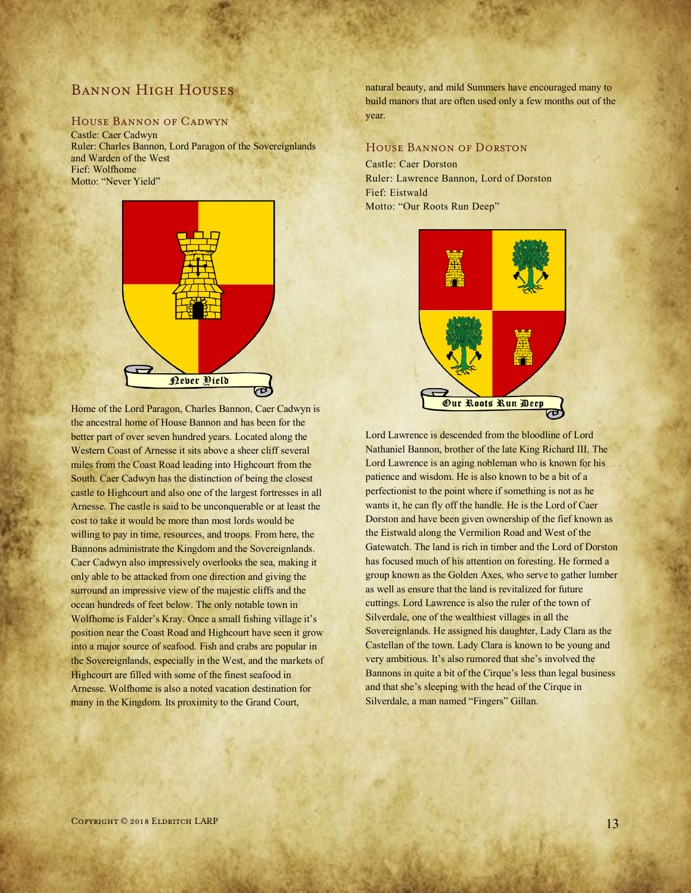# Bannon High Houses

## House Bannon of Cadwyn

Castle: Caer Cadwyn
Ruler: Charles Bannon, Lord Paragon of the Sovereignlands and Warden of the West
Fief: Wolfhome
Motto: "Never Yield"

Home of the Lord Paragon, Charles Bannon, Caer Cadwyn is the ancestral home of House Bannon and has been for the better part of over seven hundred years. Located along the Western Coast of Arnesse it sits above a sheer cliff several miles from the Coast Road leading into Highcourt from the South. Caer Cadwyn has the distinction of being the closest castle to Highcourt and also one of the largest fortresses in all Arnesse. The castle is said to be unconquerable or at least the cost to take it would be more than most lords would be willing to pay in time, resources, and troops. From here, the Bannons administrate the Kingdom and the Sovereignlands. Caer Cadwyn also impressively overlooks the sea, making it only able to be attacked from one direction and giving the surround an impressive view of the majestic cliffs and the ocean hundreds of feet below. The only notable town in Wolfhome is Falder's Kray. Once a small fishing village it's position near the Coast Road and Highcourt have seen it grow into a major source of seafood. Fish and crabs are popular in the Sovereignlands, especially in the West, and the markets of Highcourt are filled with some of the finest seafood in Arnesse. Wolfhome is also a noted vacation destination for many in the Kingdom. Its proximity to the Grand Court, natural beauty, and mild Summers have encouraged many to build manors that are often used only a few months out of the year.

## House Bannon of Dorston

Castle: Caer Dorston
Ruler: Lawrence Bannon, Lord of Dorston
Fief: Eistwald
Motto: "Our Roots Run Deep"

Lord Lawrence is descended from the bloodline of Lord Nathaniel Bannon, brother of the late King Richard III. The Lord Lawrence is an aging nobleman who is known for his patience and wisdom. He is also known to be a bit of a perfectionist to the point where if something is not as he wants it, he can fly off the handle. He is the Lord of Caer Dorston and have been given ownership of the fief known as the Eistwald along the Vermilion Road and West of the Gatewatch. The land is rich in timber and the Lord of Dorston has focused much of his attention on foresting. He formed a group known as the Golden Axes, who serve to gather lumber as well as ensure that the land is revitalized for future cuttings. Lord Lawrence is also the ruler of the town of Silverdale, one of the wealthiest villages in all the Sovereignlands. He assigned his daughter, Lady Clara as the Castellan of the town. Lady Clara is known to be young and very ambitious. It's also rumored that she's involved the Bannons in quite a bit of the Cirque's less than legal business and that she's sleeping with the head of the Cirque in Silverdale, a man named "Fingers" Gillan.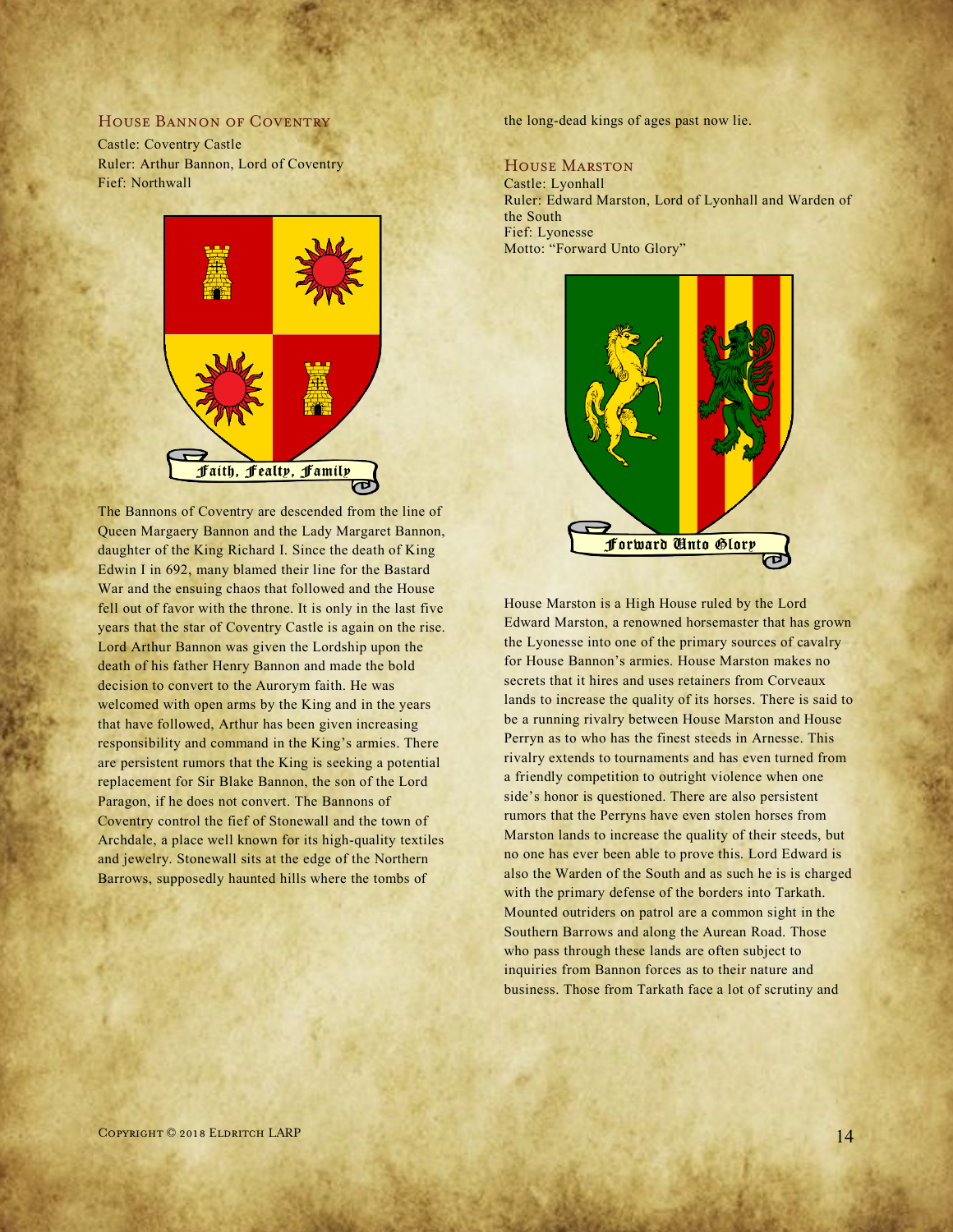## House Bannon of Coventry

Castle: Coventry Castle
Ruler: Arthur Bannon, Lord of Coventry
Fief: Northwall

Faith, Fealty, Family

The Bannons of Coventry are descended from the line of Queen Margaery Bannon and the Lady Margaret Bannon, daughter of the King Richard I. Since the death of King Edwin I in 692, many blamed their line for the Bastard War and the ensuing chaos that followed and the House fell out of favor with the throne. It is only in the last five years that the star of Coventry Castle is again on the rise. Lord Arthur Bannon was given the Lordship upon the death of his father Henry Bannon and made the bold decision to convert to the Aurorym faith. He was welcomed with open arms by the King and in the years that have followed, Arthur has been given increasing responsibility and command in the King's armies. There are persistent rumors that the King is seeking a potential replacement for Sir Blake Bannon, the son of the Lord Paragon, if he does not convert. The Bannons of Coventry control the fief of Stonewall and the town of Archdale, a place well known for its high-quality textiles and jewelry. Stonewall sits at the edge of the Northern Barrows, supposedly haunted hills where the tombs of the long-dead kings of ages past now lie.

## House Marston

Castle: Lyonhall
Ruler: Edward Marston, Lord of Lyonhall and Warden of the South
Fief: Lyonesse
Motto: "Forward Unto Glory"

Forward Unto Glory

House Marston is a High House ruled by the Lord Edward Marston, a renowned horsemaster that has grown the Lyonesse into one of the primary sources of cavalry for House Bannon's armies. House Marston makes no secrets that it hires and uses retainers from Corveaux lands to increase the quality of its horses. There is said to be a running rivalry between House Marston and House Perryn as to who has the finest steeds in Arnesse. This rivalry extends to tournaments and has even turned from a friendly competition to outright violence when one side's honor is questioned. There are also persistent rumors that the Perryns have even stolen horses from Marston lands to increase the quality of their steeds, but no one has ever been able to prove this. Lord Edward is also the Warden of the South and as such he is is charged with the primary defense of the borders into Tarkath. Mounted outriders on patrol are a common sight in the Southern Barrows and along the Aurean Road. Those who pass through these lands are often subject to inquiries from Bannon forces as to their nature and business. Those from Tarkath face a lot of scrutiny and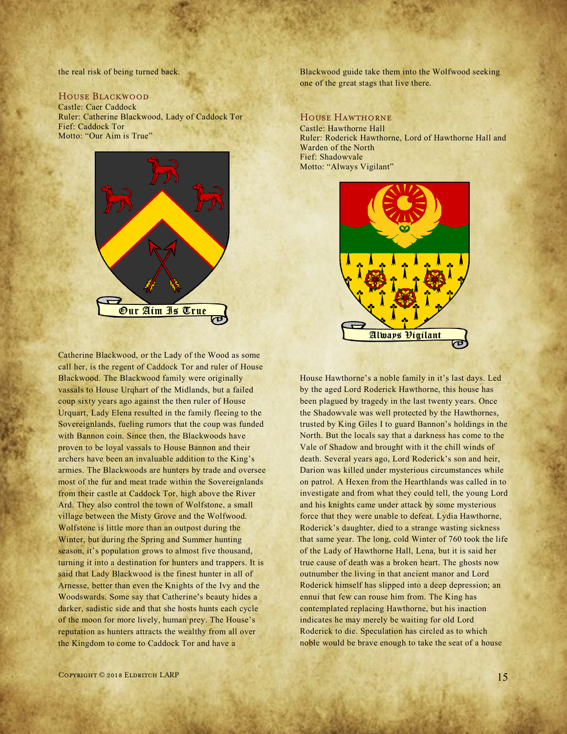the real risk of being turned back.

## House Blackwood

Castle: Caer Caddock
Ruler: Catherine Blackwood, Lady of Caddock Tor
Fief: Caddock Tor
Motto: "Our Aim is True"

Catherine Blackwood, or the Lady of the Wood as some call her, is the regent of Caddock Tor and ruler of House Blackwood. The Blackwood family were originally vassals to House Urqhart of the Midlands, but a failed coup sixty years ago against the then ruler of House Urquart, Lady Elena resulted in the family fleeing to the Sovereignlands, fueling rumors that the coup was funded with Bannon coin. Since then, the Blackwoods have proven to be loyal vassals to House Bannon and their archers have been an invaluable addition to the King's armies. The Blackwoods are hunters by trade and oversee most of the fur and meat trade within the Sovereignlands from their castle at Caddock Tor, high above the River Ard. They also control the town of Wolfstone, a small village between the Misty Grove and the Wolfwood. Wolfstone is little more than an outpost during the Winter, but during the Spring and Summer hunting season, it's population grows to almost five thousand, turning it into a destination for hunters and trappers. It is said that Lady Blackwood is the finest hunter in all of Arnesse, better than even the Knights of the Ivy and the Woodswards. Some say that Catherine's beauty hides a darker, sadistic side and that she hosts hunts each cycle of the moon for more lively, human prey. The House's reputation as hunters attracts the wealthy from all over the Kingdom to come to Caddock Tor and have a Blackwood guide take them into the Wolfwood seeking one of the great stags that live there.

## House Hawthorne

Castle: Hawthorne Hall
Ruler: Roderick Hawthorne, Lord of Hawthorne Hall and Warden of the North
Fief: Shadowvale
Motto: "Always Vigilant"

House Hawthorne's a noble family in it's last days. Led by the aged Lord Roderick Hawthorne, this house has been plagued by tragedy in the last twenty years. Once the Shadowvale was well protected by the Hawthornes, trusted by King Giles I to guard Bannon's holdings in the North. But the locals say that a darkness has come to the Vale of Shadow and brought with it the chill winds of death. Several years ago, Lord Roderick's son and heir, Darion was killed under mysterious circumstances while on patrol. A Hexen from the Hearthlands was called in to investigate and from what they could tell, the young Lord and his knights came under attack by some mysterious force that they were unable to defeat. Lydia Hawthorne, Roderick's daughter, died to a strange wasting sickness that same year. The long, cold Winter of 760 took the life of the Lady of Hawthorne Hall, Lena, but it is said her true cause of death was a broken heart. The ghosts now outnumber the living in that ancient manor and Lord Roderick himself has slipped into a deep depression; an ennui that few can rouse him from. The King has contemplated replacing Hawthorne, but his inaction indicates he may merely be waiting for old Lord Roderick to die. Speculation has circled as to which noble would be brave enough to take the seat of a house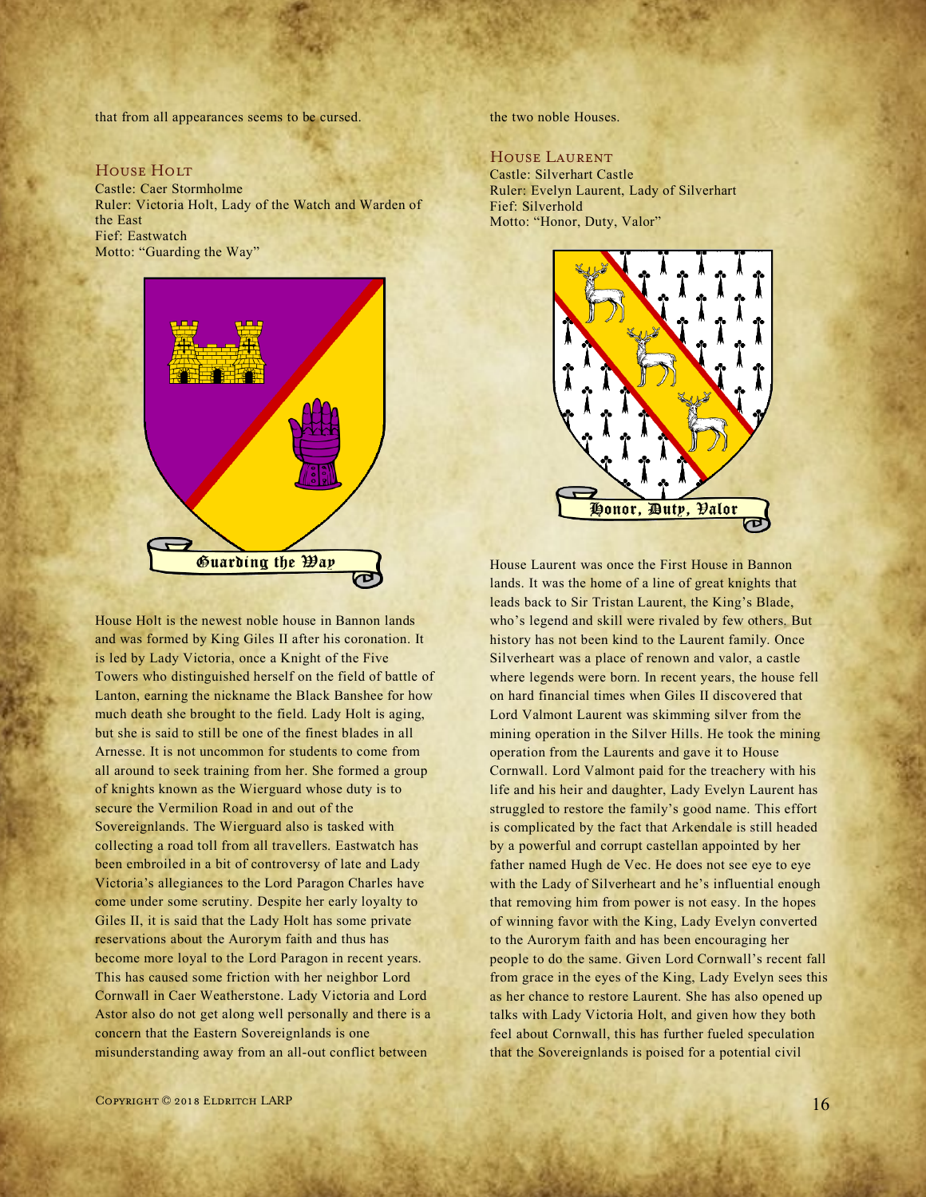that from all appearances seems to be cursed.

### House Holt

Castle: Caer Stormholme
Ruler: Victoria Holt, Lady of the Watch and Warden of the East
Fief: Eastwatch
Motto: "Guarding the Way"

Guarding the Way

House Holt is the newest noble house in Bannon lands and was formed by King Giles II after his coronation. It is led by Lady Victoria, once a Knight of the Five Towers who distinguished herself on the field of battle of Lanton, earning the nickname the Black Banshee for how much death she brought to the field. Lady Holt is aging, but she is said to still be one of the finest blades in all Arnesse. It is not uncommon for students to come from all around to seek training from her. She formed a group of knights known as the Wierguard whose duty is to secure the Vermilion Road in and out of the Sovereignlands. The Wierguard also is tasked with collecting a road toll from all travellers. Eastwatch has been embroiled in a bit of controversy of late and Lady Victoria's allegiances to the Lord Paragon Charles have come under some scrutiny. Despite her early loyalty to Giles II, it is said that the Lady Holt has some private reservations about the Aurorym faith and thus has become more loyal to the Lord Paragon in recent years. This has caused some friction with her neighbor Lord Cornwall in Caer Weatherstone. Lady Victoria and Lord Astor also do not get along well personally and there is a concern that the Eastern Sovereignlands is one misunderstanding away from an all-out conflict between the two noble Houses.

### House Laurent

Castle: Silverhart Castle
Ruler: Evelyn Laurent, Lady of Silverhart
Fief: Silverhold
Motto: "Honor, Duty, Valor"

Honor, Duty, Valor

House Laurent was once the First House in Bannon lands. It was the home of a line of great knights that leads back to Sir Tristan Laurent, the King's Blade, who's legend and skill were rivaled by few others. But history has not been kind to the Laurent family. Once Silverheart was a place of renown and valor, a castle where legends were born. In recent years, the house fell on hard financial times when Giles II discovered that Lord Valmont Laurent was skimming silver from the mining operation in the Silver Hills. He took the mining operation from the Laurents and gave it to House Cornwall. Lord Valmont paid for the treachery with his life and his heir and daughter, Lady Evelyn Laurent has struggled to restore the family's good name. This effort is complicated by the fact that Arkendale is still headed by a powerful and corrupt castellan appointed by her father named Hugh de Vec. He does not see eye to eye with the Lady of Silverheart and he's influential enough that removing him from power is not easy. In the hopes of winning favor with the King, Lady Evelyn converted to the Aurorym faith and has been encouraging her people to do the same. Given Lord Cornwall's recent fall from grace in the eyes of the King, Lady Evelyn sees this as her chance to restore Laurent. She has also opened up talks with Lady Victoria Holt, and given how they both feel about Cornwall, this has further fueled speculation that the Sovereignlands is poised for a potential civil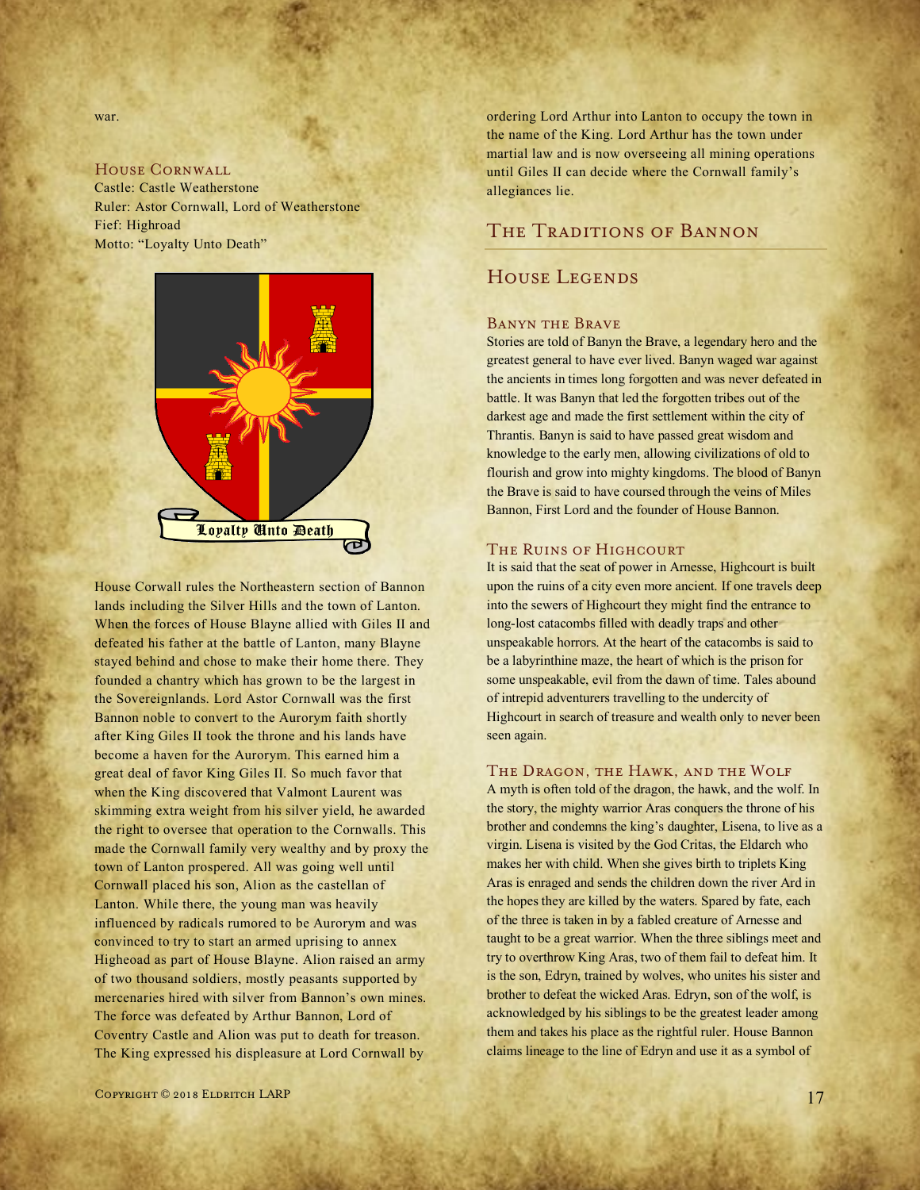war.

### House Cornwall

Castle: Castle Weatherstone
Ruler: Astor Cornwall, Lord of Weatherstone
Fief: Highroad
Motto: "Loyalty Unto Death"

House Corwall rules the Northeastern section of Bannon lands including the Silver Hills and the town of Lanton. When the forces of House Blayne allied with Giles II and defeated his father at the battle of Lanton, many Blayne stayed behind and chose to make their home there. They founded a chantry which has grown to be the largest in the Sovereignlands. Lord Astor Cornwall was the first Bannon noble to convert to the Aurorym faith shortly after King Giles II took the throne and his lands have become a haven for the Aurorym. This earned him a great deal of favor King Giles II. So much favor that when the King discovered that Valmont Laurent was skimming extra weight from his silver yield, he awarded the right to oversee that operation to the Cornwalls. This made the Cornwall family very wealthy and by proxy the town of Lanton prospered. All was going well until Cornwall placed his son, Alion as the castellan of Lanton. While there, the young man was heavily influenced by radicals rumored to be Aurorym and was convinced to try to start an armed uprising to annex Higheoad as part of House Blayne. Alion raised an army of two thousand soldiers, mostly peasants supported by mercenaries hired with silver from Bannon's own mines. The force was defeated by Arthur Bannon, Lord of Coventry Castle and Alion was put to death for treason. The King expressed his displeasure at Lord Cornwall by ordering Lord Arthur into Lanton to occupy the town in the name of the King. Lord Arthur has the town under martial law and is now overseeing all mining operations until Giles II can decide where the Cornwall family's allegiances lie.

## The Traditions of Bannon

## House Legends

### Banyn the Brave

Stories are told of Banyn the Brave, a legendary hero and the greatest general to have ever lived. Banyn waged war against the ancients in times long forgotten and was never defeated in battle. It was Banyn that led the forgotten tribes out of the darkest age and made the first settlement within the city of Thrantis. Banyn is said to have passed great wisdom and knowledge to the early men, allowing civilizations of old to flourish and grow into mighty kingdoms. The blood of Banyn the Brave is said to have coursed through the veins of Miles Bannon, First Lord and the founder of House Bannon.

### The Ruins of Highcourt

It is said that the seat of power in Arnesse, Highcourt is built upon the ruins of a city even more ancient. If one travels deep into the sewers of Highcourt they might find the entrance to long-lost catacombs filled with deadly traps and other unspeakable horrors. At the heart of the catacombs is said to be a labyrinthine maze, the heart of which is the prison for some unspeakable, evil from the dawn of time. Tales abound of intrepid adventurers travelling to the undercity of Highcourt in search of treasure and wealth only to never been seen again.

### The Dragon, the Hawk, and the Wolf

A myth is often told of the dragon, the hawk, and the wolf. In the story, the mighty warrior Aras conquers the throne of his brother and condemns the king's daughter, Lisena, to live as a virgin. Lisena is visited by the God Critas, the Eldarch who makes her with child. When she gives birth to triplets King Aras is enraged and sends the children down the river Ard in the hopes they are killed by the waters. Spared by fate, each of the three is taken in by a fabled creature of Arnesse and taught to be a great warrior. When the three siblings meet and try to overthrow King Aras, two of them fail to defeat him. It is the son, Edryn, trained by wolves, who unites his sister and brother to defeat the wicked Aras. Edryn, son of the wolf, is acknowledged by his siblings to be the greatest leader among them and takes his place as the rightful ruler. House Bannon claims lineage to the line of Edryn and use it as a symbol of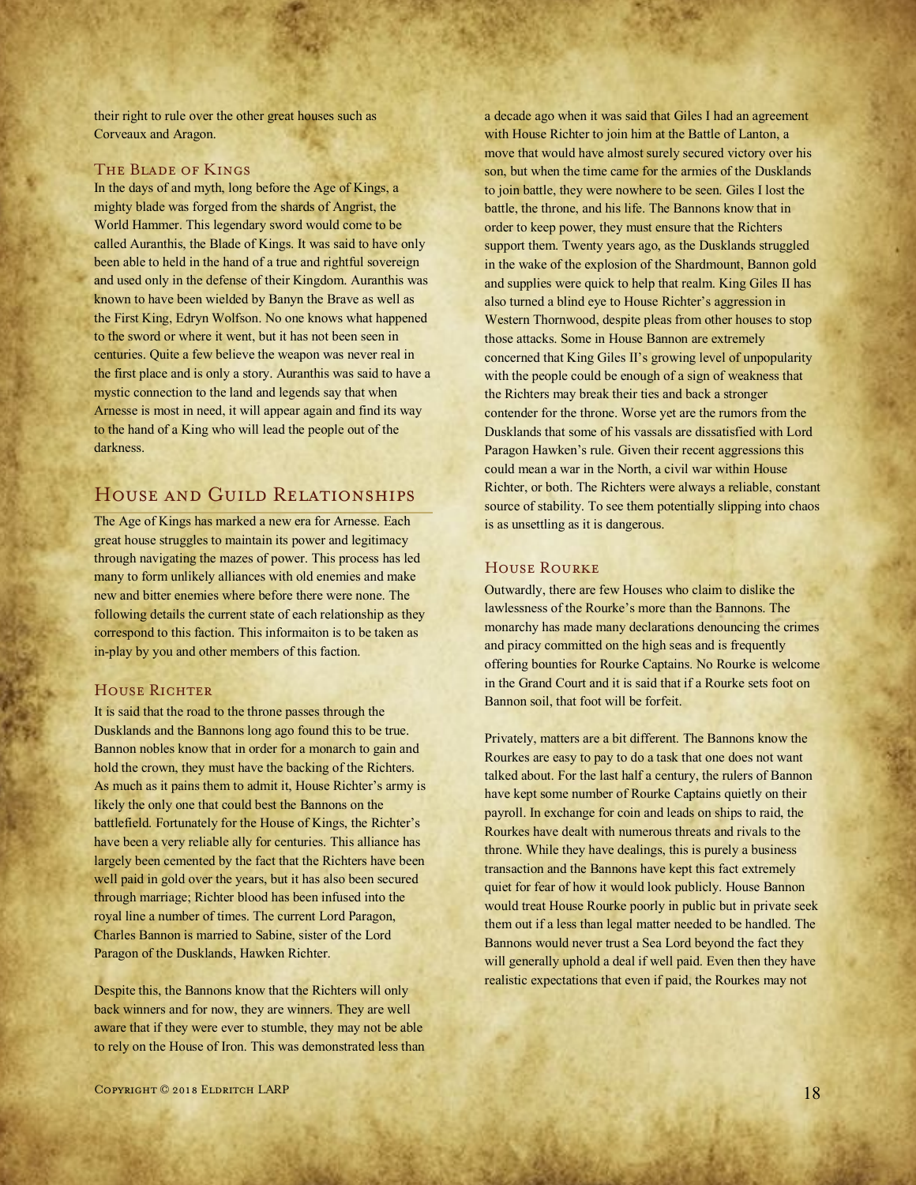their right to rule over the other great houses such as Corveaux and Aragon.

### The Blade of Kings

In the days of and myth, long before the Age of Kings, a mighty blade was forged from the shards of Angrist, the World Hammer. This legendary sword would come to be called Auranthis, the Blade of Kings. It was said to have only been able to held in the hand of a true and rightful sovereign and used only in the defense of their Kingdom. Auranthis was known to have been wielded by Banyn the Brave as well as the First King, Edryn Wolfson. No one knows what happened to the sword or where it went, but it has not been seen in centuries. Quite a few believe the weapon was never real in the first place and is only a story. Auranthis was said to have a mystic connection to the land and legends say that when Arnesse is most in need, it will appear again and find its way to the hand of a King who will lead the people out of the darkness.

## House and Guild Relationships

The Age of Kings has marked a new era for Arnesse. Each great house struggles to maintain its power and legitimacy through navigating the mazes of power. This process has led many to form unlikely alliances with old enemies and make new and bitter enemies where before there were none. The following details the current state of each relationship as they correspond to this faction. This informaiton is to be taken as in-play by you and other members of this faction.

### House Richter

It is said that the road to the throne passes through the Dusklands and the Bannons long ago found this to be true. Bannon nobles know that in order for a monarch to gain and hold the crown, they must have the backing of the Richters. As much as it pains them to admit it, House Richter's army is likely the only one that could best the Bannons on the battlefield. Fortunately for the House of Kings, the Richter's have been a very reliable ally for centuries. This alliance has largely been cemented by the fact that the Richters have been well paid in gold over the years, but it has also been secured through marriage; Richter blood has been infused into the royal line a number of times. The current Lord Paragon, Charles Bannon is married to Sabine, sister of the Lord Paragon of the Dusklands, Hawken Richter.

Despite this, the Bannons know that the Richters will only back winners and for now, they are winners. They are well aware that if they were ever to stumble, they may not be able to rely on the House of Iron. This was demonstrated less than a decade ago when it was said that Giles I had an agreement with House Richter to join him at the Battle of Lanton, a move that would have almost surely secured victory over his son, but when the time came for the armies of the Dusklands to join battle, they were nowhere to be seen. Giles I lost the battle, the throne, and his life. The Bannons know that in order to keep power, they must ensure that the Richters support them. Twenty years ago, as the Dusklands struggled in the wake of the explosion of the Shardmount, Bannon gold and supplies were quick to help that realm. King Giles II has also turned a blind eye to House Richter's aggression in Western Thornwood, despite pleas from other houses to stop those attacks. Some in House Bannon are extremely concerned that King Giles II's growing level of unpopularity with the people could be enough of a sign of weakness that the Richters may break their ties and back a stronger contender for the throne. Worse yet are the rumors from the Dusklands that some of his vassals are dissatisfied with Lord Paragon Hawken's rule. Given their recent aggressions this could mean a war in the North, a civil war within House Richter, or both. The Richters were always a reliable, constant source of stability. To see them potentially slipping into chaos is as unsettling as it is dangerous.

### House Rourke

Outwardly, there are few Houses who claim to dislike the lawlessness of the Rourke's more than the Bannons. The monarchy has made many declarations denouncing the crimes and piracy committed on the high seas and is frequently offering bounties for Rourke Captains. No Rourke is welcome in the Grand Court and it is said that if a Rourke sets foot on Bannon soil, that foot will be forfeit.

Privately, matters are a bit different. The Bannons know the Rourkes are easy to pay to do a task that one does not want talked about. For the last half a century, the rulers of Bannon have kept some number of Rourke Captains quietly on their payroll. In exchange for coin and leads on ships to raid, the Rourkes have dealt with numerous threats and rivals to the throne. While they have dealings, this is purely a business transaction and the Bannons have kept this fact extremely quiet for fear of how it would look publicly. House Bannon would treat House Rourke poorly in public but in private seek them out if a less than legal matter needed to be handled. The Bannons would never trust a Sea Lord beyond the fact they will generally uphold a deal if well paid. Even then they have realistic expectations that even if paid, the Rourkes may not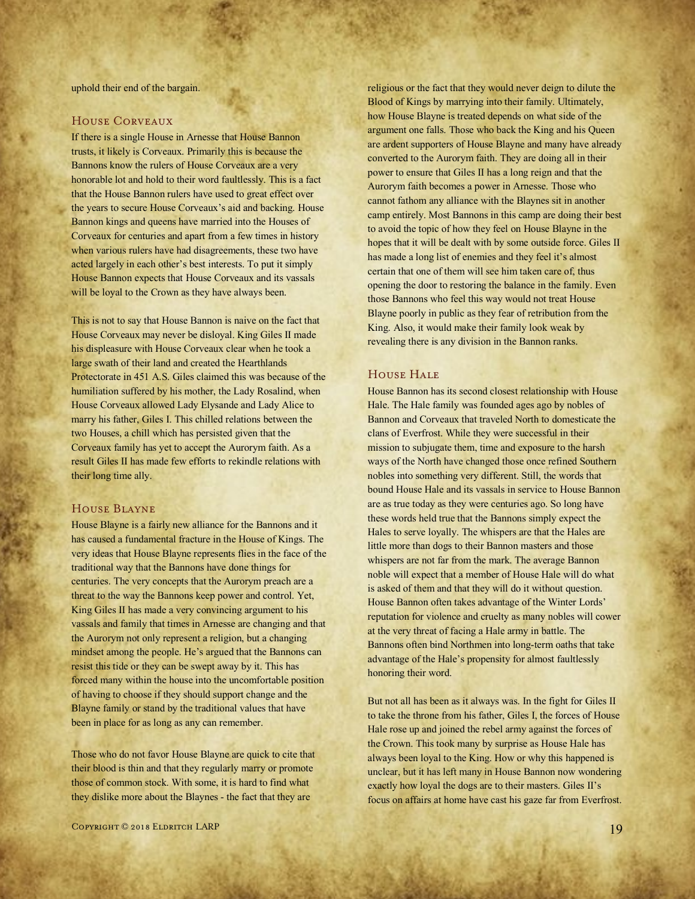uphold their end of the bargain.

## House Corveaux

If there is a single House in Arnesse that House Bannon trusts, it likely is Corveaux. Primarily this is because the Bannons know the rulers of House Corveaux are a very honorable lot and hold to their word faultlessly. This is a fact that the House Bannon rulers have used to great effect over the years to secure House Corveaux's aid and backing. House Bannon kings and queens have married into the Houses of Corveaux for centuries and apart from a few times in history when various rulers have had disagreements, these two have acted largely in each other's best interests. To put it simply House Bannon expects that House Corveaux and its vassals will be loyal to the Crown as they have always been.

This is not to say that House Bannon is naive on the fact that House Corveaux may never be disloyal. King Giles II made his displeasure with House Corveaux clear when he took a large swath of their land and created the Hearthlands Protectorate in 451 A.S. Giles claimed this was because of the humiliation suffered by his mother, the Lady Rosalind, when House Corveaux allowed Lady Elysande and Lady Alice to marry his father, Giles I. This chilled relations between the two Houses, a chill which has persisted given that the Corveaux family has yet to accept the Aurorym faith. As a result Giles II has made few efforts to rekindle relations with their long time ally.

## House Blayne

House Blayne is a fairly new alliance for the Bannons and it has caused a fundamental fracture in the House of Kings. The very ideas that House Blayne represents flies in the face of the traditional way that the Bannons have done things for centuries. The very concepts that the Aurorym preach are a threat to the way the Bannons keep power and control. Yet, King Giles II has made a very convincing argument to his vassals and family that times in Arnesse are changing and that the Aurorym not only represent a religion, but a changing mindset among the people. He's argued that the Bannons can resist this tide or they can be swept away by it. This has forced many within the house into the uncomfortable position of having to choose if they should support change and the Blayne family or stand by the traditional values that have been in place for as long as any can remember.

Those who do not favor House Blayne are quick to cite that their blood is thin and that they regularly marry or promote those of common stock. With some, it is hard to find what they dislike more about the Blaynes - the fact that they are religious or the fact that they would never deign to dilute the Blood of Kings by marrying into their family. Ultimately, how House Blayne is treated depends on what side of the argument one falls. Those who back the King and his Queen are ardent supporters of House Blayne and many have already converted to the Aurorym faith. They are doing all in their power to ensure that Giles II has a long reign and that the Aurorym faith becomes a power in Arnesse. Those who cannot fathom any alliance with the Blaynes sit in another camp entirely. Most Bannons in this camp are doing their best to avoid the topic of how they feel on House Blayne in the hopes that it will be dealt with by some outside force. Giles II has made a long list of enemies and they feel it's almost certain that one of them will see him taken care of, thus opening the door to restoring the balance in the family. Even those Bannons who feel this way would not treat House Blayne poorly in public as they fear of retribution from the King. Also, it would make their family look weak by revealing there is any division in the Bannon ranks.

## House Hale

House Bannon has its second closest relationship with House Hale. The Hale family was founded ages ago by nobles of Bannon and Corveaux that traveled North to domesticate the clans of Everfrost. While they were successful in their mission to subjugate them, time and exposure to the harsh ways of the North have changed those once refined Southern nobles into something very different. Still, the words that bound House Hale and its vassals in service to House Bannon are as true today as they were centuries ago. So long have these words held true that the Bannons simply expect the Hales to serve loyally. The whispers are that the Hales are little more than dogs to their Bannon masters and those whispers are not far from the mark. The average Bannon noble will expect that a member of House Hale will do what is asked of them and that they will do it without question. House Bannon often takes advantage of the Winter Lords' reputation for violence and cruelty as many nobles will cower at the very threat of facing a Hale army in battle. The Bannons often bind Northmen into long-term oaths that take advantage of the Hale's propensity for almost faultlessly honoring their word.

But not all has been as it always was. In the fight for Giles II to take the throne from his father, Giles I, the forces of House Hale rose up and joined the rebel army against the forces of the Crown. This took many by surprise as House Hale has always been loyal to the King. How or why this happened is unclear, but it has left many in House Bannon now wondering exactly how loyal the dogs are to their masters. Giles II's focus on affairs at home have cast his gaze far from Everfrost.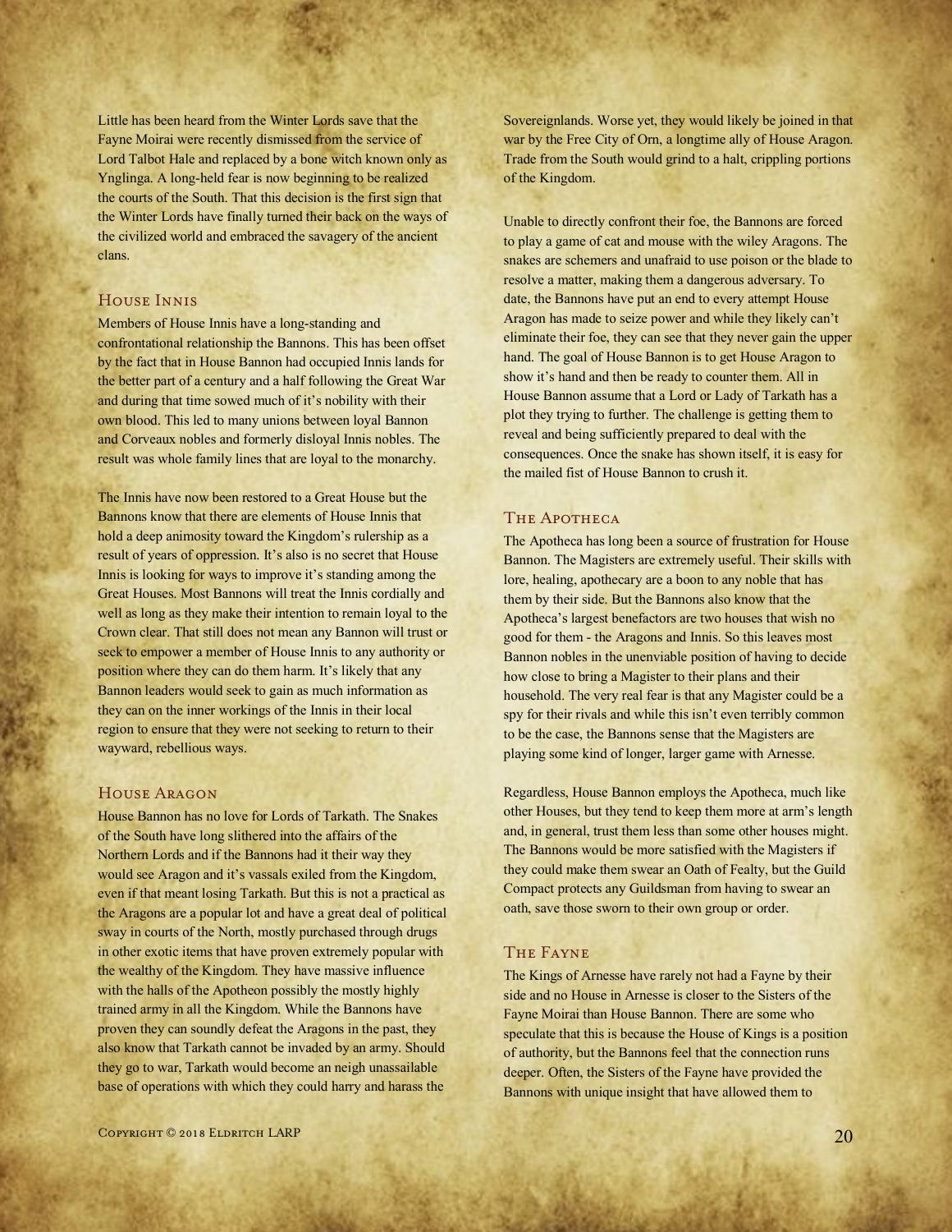Little has been heard from the Winter Lords save that the Fayne Moirai were recently dismissed from the service of Lord Talbot Hale and replaced by a bone witch known only as Ynglinga. A long-held fear is now beginning to be realized the courts of the South. That this decision is the first sign that the Winter Lords have finally turned their back on the ways of the civilized world and embraced the savagery of the ancient clans.

## House Innis

Members of House Innis have a long-standing and confrontational relationship the Bannons. This has been offset by the fact that in House Bannon had occupied Innis lands for the better part of a century and a half following the Great War and during that time sowed much of it's nobility with their own blood. This led to many unions between loyal Bannon and Corveaux nobles and formerly disloyal Innis nobles. The result was whole family lines that are loyal to the monarchy.

The Innis have now been restored to a Great House but the Bannons know that there are elements of House Innis that hold a deep animosity toward the Kingdom's rulership as a result of years of oppression. It's also is no secret that House Innis is looking for ways to improve it's standing among the Great Houses. Most Bannons will treat the Innis cordially and well as long as they make their intention to remain loyal to the Crown clear. That still does not mean any Bannon will trust or seek to empower a member of House Innis to any authority or position where they can do them harm. It's likely that any Bannon leaders would seek to gain as much information as they can on the inner workings of the Innis in their local region to ensure that they were not seeking to return to their wayward, rebellious ways.

## House Aragon

House Bannon has no love for Lords of Tarkath. The Snakes of the South have long slithered into the affairs of the Northern Lords and if the Bannons had it their way they would see Aragon and it's vassals exiled from the Kingdom, even if that meant losing Tarkath. But this is not a practical as the Aragons are a popular lot and have a great deal of political sway in courts of the North, mostly purchased through drugs in other exotic items that have proven extremely popular with the wealthy of the Kingdom. They have massive influence with the halls of the Apotheon possibly the mostly highly trained army in all the Kingdom. While the Bannons have proven they can soundly defeat the Aragons in the past, they also know that Tarkath cannot be invaded by an army. Should they go to war, Tarkath would become an neigh unassailable base of operations with which they could harry and harass the Sovereignlands. Worse yet, they would likely be joined in that war by the Free City of Orn, a longtime ally of House Aragon. Trade from the South would grind to a halt, crippling portions of the Kingdom.

Unable to directly confront their foe, the Bannons are forced to play a game of cat and mouse with the wiley Aragons. The snakes are schemers and unafraid to use poison or the blade to resolve a matter, making them a dangerous adversary. To date, the Bannons have put an end to every attempt House Aragon has made to seize power and while they likely can't eliminate their foe, they can see that they never gain the upper hand. The goal of House Bannon is to get House Aragon to show it's hand and then be ready to counter them. All in House Bannon assume that a Lord or Lady of Tarkath has a plot they trying to further. The challenge is getting them to reveal and being sufficiently prepared to deal with the consequences. Once the snake has shown itself, it is easy for the mailed fist of House Bannon to crush it.

## The Apotheca

The Apotheca has long been a source of frustration for House Bannon. The Magisters are extremely useful. Their skills with lore, healing, apothecary are a boon to any noble that has them by their side. But the Bannons also know that the Apotheca's largest benefactors are two houses that wish no good for them - the Aragons and Innis. So this leaves most Bannon nobles in the unenviable position of having to decide how close to bring a Magister to their plans and their household. The very real fear is that any Magister could be a spy for their rivals and while this isn't even terribly common to be the case, the Bannons sense that the Magisters are playing some kind of longer, larger game with Arnesse.

Regardless, House Bannon employs the Apotheca, much like other Houses, but they tend to keep them more at arm's length and, in general, trust them less than some other houses might. The Bannons would be more satisfied with the Magisters if they could make them swear an Oath of Fealty, but the Guild Compact protects any Guildsman from having to swear an oath, save those sworn to their own group or order.

## The Fayne

The Kings of Arnesse have rarely not had a Fayne by their side and no House in Arnesse is closer to the Sisters of the Fayne Moirai than House Bannon. There are some who speculate that this is because the House of Kings is a position of authority, but the Bannons feel that the connection runs deeper. Often, the Sisters of the Fayne have provided the Bannons with unique insight that have allowed them to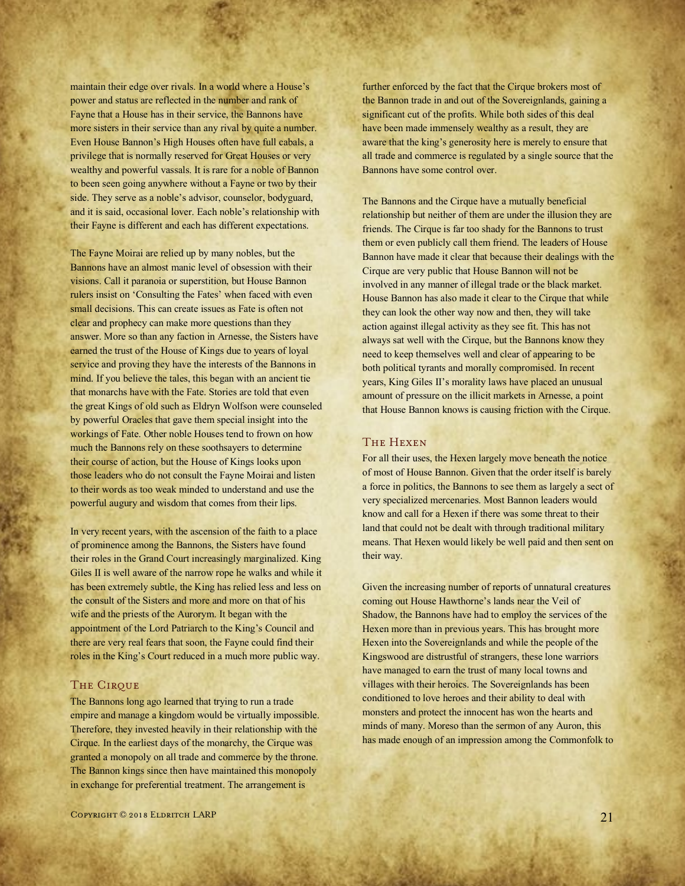maintain their edge over rivals. In a world where a House's power and status are reflected in the number and rank of Fayne that a House has in their service, the Bannons have more sisters in their service than any rival by quite a number. Even House Bannon's High Houses often have full cabals, a privilege that is normally reserved for Great Houses or very wealthy and powerful vassals. It is rare for a noble of Bannon to been seen going anywhere without a Fayne or two by their side. They serve as a noble's advisor, counselor, bodyguard, and it is said, occasional lover. Each noble's relationship with their Fayne is different and each has different expectations.

The Fayne Moirai are relied up by many nobles, but the Bannons have an almost manic level of obsession with their visions. Call it paranoia or superstition, but House Bannon rulers insist on 'Consulting the Fates' when faced with even small decisions. This can create issues as Fate is often not clear and prophecy can make more questions than they answer. More so than any faction in Arnesse, the Sisters have earned the trust of the House of Kings due to years of loyal service and proving they have the interests of the Bannons in mind. If you believe the tales, this began with an ancient tie that monarchs have with the Fate. Stories are told that even the great Kings of old such as Eldryn Wolfson were counseled by powerful Oracles that gave them special insight into the workings of Fate. Other noble Houses tend to frown on how much the Bannons rely on these soothsayers to determine their course of action, but the House of Kings looks upon those leaders who do not consult the Fayne Moirai and listen to their words as too weak minded to understand and use the powerful augury and wisdom that comes from their lips.

In very recent years, with the ascension of the faith to a place of prominence among the Bannons, the Sisters have found their roles in the Grand Court increasingly marginalized. King Giles II is well aware of the narrow rope he walks and while it has been extremely subtle, the King has relied less and less on the consult of the Sisters and more and more on that of his wife and the priests of the Aurorym. It began with the appointment of the Lord Patriarch to the King's Council and there are very real fears that soon, the Fayne could find their roles in the King's Court reduced in a much more public way.

## The Cirque

The Bannons long ago learned that trying to run a trade empire and manage a kingdom would be virtually impossible. Therefore, they invested heavily in their relationship with the Cirque. In the earliest days of the monarchy, the Cirque was granted a monopoly on all trade and commerce by the throne. The Bannon kings since then have maintained this monopoly in exchange for preferential treatment. The arrangement is further enforced by the fact that the Cirque brokers most of the Bannon trade in and out of the Sovereignlands, gaining a significant cut of the profits. While both sides of this deal have been made immensely wealthy as a result, they are aware that the king's generosity here is merely to ensure that all trade and commerce is regulated by a single source that the Bannons have some control over.

The Bannons and the Cirque have a mutually beneficial relationship but neither of them are under the illusion they are friends. The Cirque is far too shady for the Bannons to trust them or even publicly call them friend. The leaders of House Bannon have made it clear that because their dealings with the Cirque are very public that House Bannon will not be involved in any manner of illegal trade or the black market. House Bannon has also made it clear to the Cirque that while they can look the other way now and then, they will take action against illegal activity as they see fit. This has not always sat well with the Cirque, but the Bannons know they need to keep themselves well and clear of appearing to be both political tyrants and morally compromised. In recent years, King Giles II's morality laws have placed an unusual amount of pressure on the illicit markets in Arnesse, a point that House Bannon knows is causing friction with the Cirque.

## The Hexen

For all their uses, the Hexen largely move beneath the notice of most of House Bannon. Given that the order itself is barely a force in politics, the Bannons to see them as largely a sect of very specialized mercenaries. Most Bannon leaders would know and call for a Hexen if there was some threat to their land that could not be dealt with through traditional military means. That Hexen would likely be well paid and then sent on their way.

Given the increasing number of reports of unnatural creatures coming out House Hawthorne's lands near the Veil of Shadow, the Bannons have had to employ the services of the Hexen more than in previous years. This has brought more Hexen into the Sovereignlands and while the people of the Kingswood are distrustful of strangers, these lone warriors have managed to earn the trust of many local towns and villages with their heroics. The Sovereignlands has been conditioned to love heroes and their ability to deal with monsters and protect the innocent has won the hearts and minds of many. Moreso than the sermon of any Auron, this has made enough of an impression among the Commonfolk to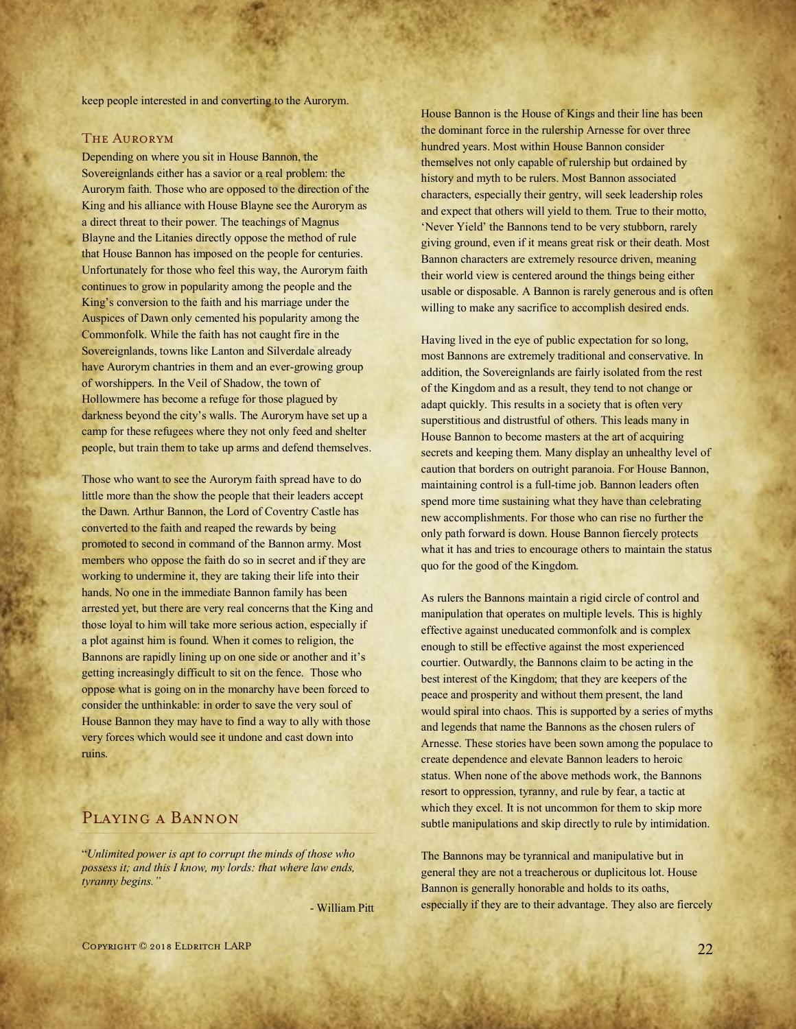keep people interested in and converting to the Aurorym.

### The Aurorym

Depending on where you sit in House Bannon, the Sovereignlands either has a savior or a real problem: the Aurorym faith. Those who are opposed to the direction of the King and his alliance with House Blayne see the Aurorym as a direct threat to their power. The teachings of Magnus Blayne and the Litanies directly oppose the method of rule that House Bannon has imposed on the people for centuries. Unfortunately for those who feel this way, the Aurorym faith continues to grow in popularity among the people and the King's conversion to the faith and his marriage under the Auspices of Dawn only cemented his popularity among the Commonfolk. While the faith has not caught fire in the Sovereignlands, towns like Lanton and Silverdale already have Aurorym chantries in them and an ever-growing group of worshippers. In the Veil of Shadow, the town of Hollowmere has become a refuge for those plagued by darkness beyond the city's walls. The Aurorym have set up a camp for these refugees where they not only feed and shelter people, but train them to take up arms and defend themselves.

Those who want to see the Aurorym faith spread have to do little more than the show the people that their leaders accept the Dawn. Arthur Bannon, the Lord of Coventry Castle has converted to the faith and reaped the rewards by being promoted to second in command of the Bannon army. Most members who oppose the faith do so in secret and if they are working to undermine it, they are taking their life into their hands. No one in the immediate Bannon family has been arrested yet, but there are very real concerns that the King and those loyal to him will take more serious action, especially if a plot against him is found. When it comes to religion, the Bannons are rapidly lining up on one side or another and it's getting increasingly difficult to sit on the fence. Those who oppose what is going on in the monarchy have been forced to consider the unthinkable: in order to save the very soul of House Bannon they may have to find a way to ally with those very forces which would see it undone and cast down into ruins.

## Playing a Bannon

"*Unlimited power is apt to corrupt the minds of those who possess it; and this I know, my lords: that where law ends, tyranny begins.*"

- William Pitt

House Bannon is the House of Kings and their line has been the dominant force in the rulership Arnesse for over three hundred years. Most within House Bannon consider themselves not only capable of rulership but ordained by history and myth to be rulers. Most Bannon associated characters, especially their gentry, will seek leadership roles and expect that others will yield to them. True to their motto, 'Never Yield' the Bannons tend to be very stubborn, rarely giving ground, even if it means great risk or their death. Most Bannon characters are extremely resource driven, meaning their world view is centered around the things being either usable or disposable. A Bannon is rarely generous and is often willing to make any sacrifice to accomplish desired ends.

Having lived in the eye of public expectation for so long, most Bannons are extremely traditional and conservative. In addition, the Sovereignlands are fairly isolated from the rest of the Kingdom and as a result, they tend to not change or adapt quickly. This results in a society that is often very superstitious and distrustful of others. This leads many in House Bannon to become masters at the art of acquiring secrets and keeping them. Many display an unhealthy level of caution that borders on outright paranoia. For House Bannon, maintaining control is a full-time job. Bannon leaders often spend more time sustaining what they have than celebrating new accomplishments. For those who can rise no further the only path forward is down. House Bannon fiercely protects what it has and tries to encourage others to maintain the status quo for the good of the Kingdom.

As rulers the Bannons maintain a rigid circle of control and manipulation that operates on multiple levels. This is highly effective against uneducated commonfolk and is complex enough to still be effective against the most experienced courtier. Outwardly, the Bannons claim to be acting in the best interest of the Kingdom; that they are keepers of the peace and prosperity and without them present, the land would spiral into chaos. This is supported by a series of myths and legends that name the Bannons as the chosen rulers of Arnesse. These stories have been sown among the populace to create dependence and elevate Bannon leaders to heroic status. When none of the above methods work, the Bannons resort to oppression, tyranny, and rule by fear, a tactic at which they excel. It is not uncommon for them to skip more subtle manipulations and skip directly to rule by intimidation.

The Bannons may be tyrannical and manipulative but in general they are not a treacherous or duplicitous lot. House Bannon is generally honorable and holds to its oaths, especially if they are to their advantage. They also are fiercely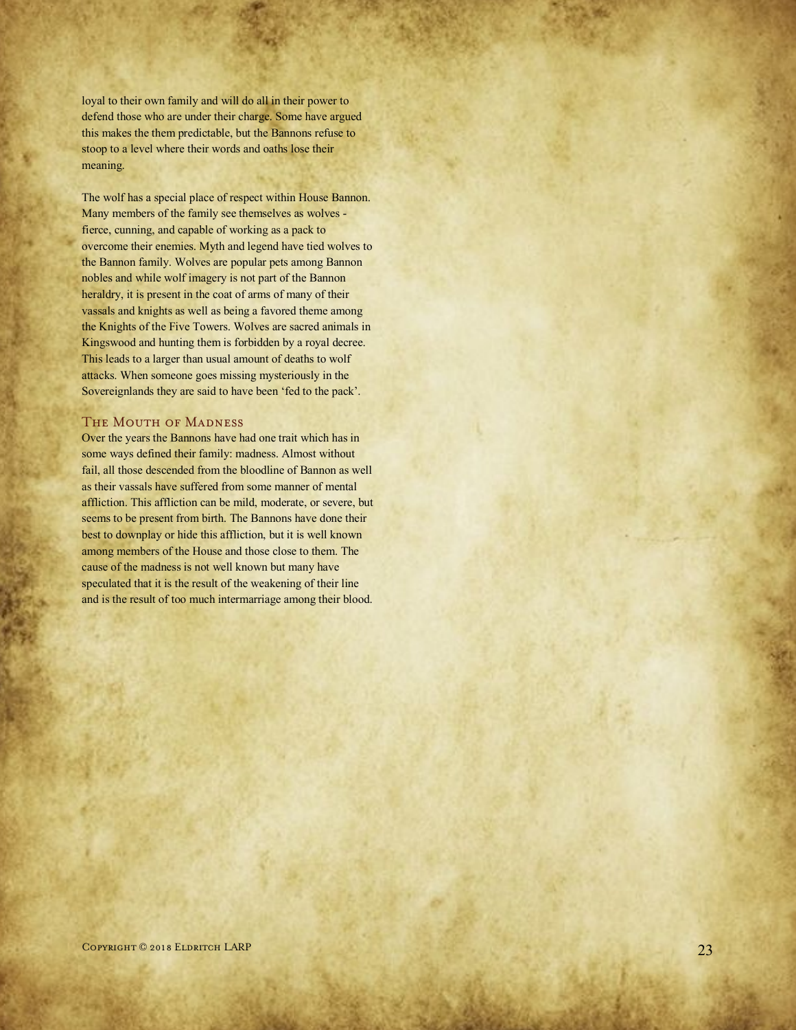loyal to their own family and will do all in their power to defend those who are under their charge. Some have argued this makes the them predictable, but the Bannons refuse to stoop to a level where their words and oaths lose their meaning.

The wolf has a special place of respect within House Bannon. Many members of the family see themselves as wolves - fierce, cunning, and capable of working as a pack to overcome their enemies. Myth and legend have tied wolves to the Bannon family. Wolves are popular pets among Bannon nobles and while wolf imagery is not part of the Bannon heraldry, it is present in the coat of arms of many of their vassals and knights as well as being a favored theme among the Knights of the Five Towers. Wolves are sacred animals in Kingswood and hunting them is forbidden by a royal decree. This leads to a larger than usual amount of deaths to wolf attacks. When someone goes missing mysteriously in the Sovereignlands they are said to have been 'fed to the pack'.

### The Mouth of Madness

Over the years the Bannons have had one trait which has in some ways defined their family: madness. Almost without fail, all those descended from the bloodline of Bannon as well as their vassals have suffered from some manner of mental affliction. This affliction can be mild, moderate, or severe, but seems to be present from birth. The Bannons have done their best to downplay or hide this affliction, but it is well known among members of the House and those close to them. The cause of the madness is not well known but many have speculated that it is the result of the weakening of their line and is the result of too much intermarriage among their blood.